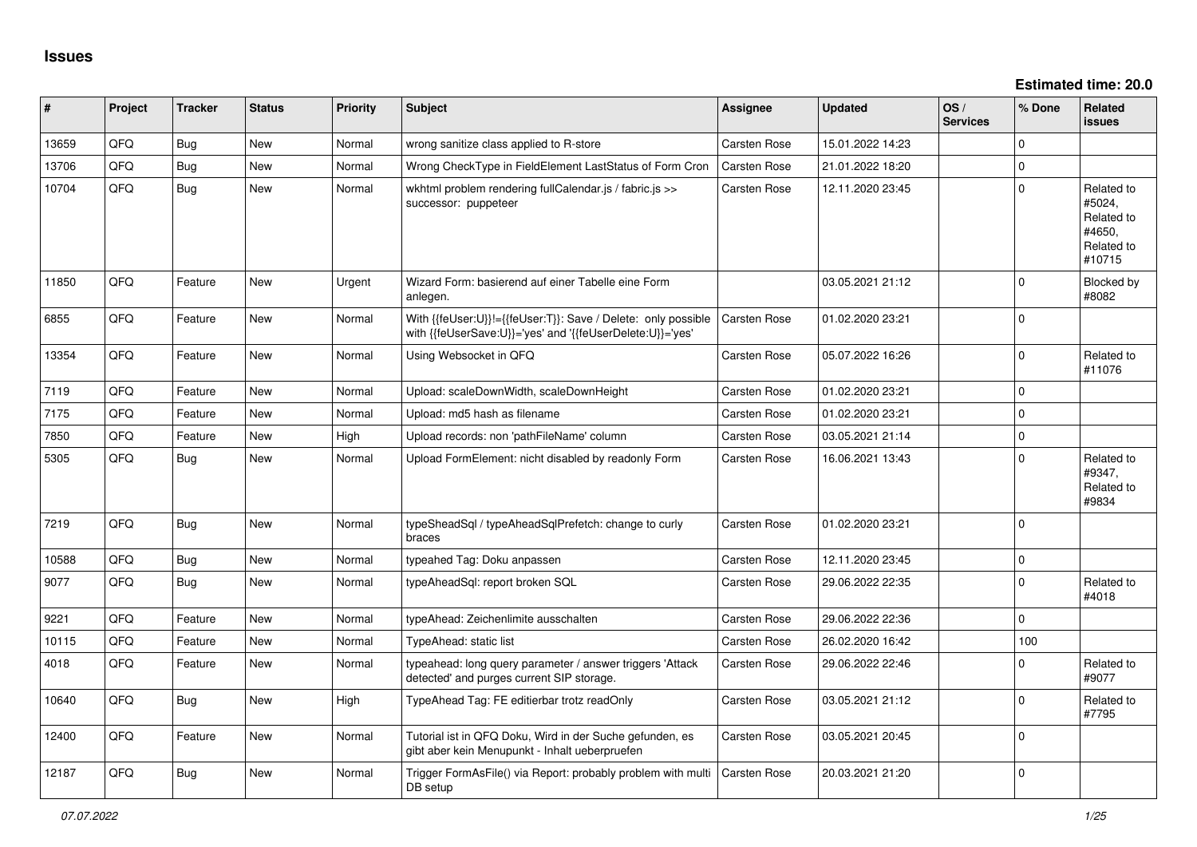# Issues

**Estimated time: 20.0**

| # | Project | Tracker | Status | Priority | Subject | Assignee | Updated | OS / Services | % Done | Related issues |
|---|---|---|---|---|---|---|---|---|---|---|
| 13659 | QFQ | Bug | New | Normal | wrong sanitize class applied to R-store | Carsten Rose | 15.01.2022 14:23 | | 0 | |
| 13706 | QFQ | Bug | New | Normal | Wrong CheckType in FieldElement LastStatus of Form Cron | Carsten Rose | 21.01.2022 18:20 | | 0 | |
| 10704 | QFQ | Bug | New | Normal | wkhtml problem rendering fullCalendar.js / fabric.js >> successor: puppeteer | Carsten Rose | 12.11.2020 23:45 | | 0 | Related to #5024, Related to #4650, Related to #10715 |
| 11850 | QFQ | Feature | New | Urgent | Wizard Form: basierend auf einer Tabelle eine Form anlegen. | | 03.05.2021 21:12 | | 0 | Blocked by #8082 |
| 6855 | QFQ | Feature | New | Normal | With {{feUser:U}}!={{feUser:T}}: Save / Delete: only possible with {{feUserSave:U}}='yes' and '{{feUserDelete:U}}='yes' | Carsten Rose | 01.02.2020 23:21 | | 0 | |
| 13354 | QFQ | Feature | New | Normal | Using Websocket in QFQ | Carsten Rose | 05.07.2022 16:26 | | 0 | Related to #11076 |
| 7119 | QFQ | Feature | New | Normal | Upload: scaleDownWidth, scaleDownHeight | Carsten Rose | 01.02.2020 23:21 | | 0 | |
| 7175 | QFQ | Feature | New | Normal | Upload: md5 hash as filename | Carsten Rose | 01.02.2020 23:21 | | 0 | |
| 7850 | QFQ | Feature | New | High | Upload records: non 'pathFileName' column | Carsten Rose | 03.05.2021 21:14 | | 0 | |
| 5305 | QFQ | Bug | New | Normal | Upload FormElement: nicht disabled by readonly Form | Carsten Rose | 16.06.2021 13:43 | | 0 | Related to #9347, Related to #9834 |
| 7219 | QFQ | Bug | New | Normal | typeSheadSql / typeAheadSqlPrefetch: change to curly braces | Carsten Rose | 01.02.2020 23:21 | | 0 | |
| 10588 | QFQ | Bug | New | Normal | typeahed Tag: Doku anpassen | Carsten Rose | 12.11.2020 23:45 | | 0 | |
| 9077 | QFQ | Bug | New | Normal | typeAheadSql: report broken SQL | Carsten Rose | 29.06.2022 22:35 | | 0 | Related to #4018 |
| 9221 | QFQ | Feature | New | Normal | typeAhead: Zeichenlimite ausschalten | Carsten Rose | 29.06.2022 22:36 | | 0 | |
| 10115 | QFQ | Feature | New | Normal | TypeAhead: static list | Carsten Rose | 26.02.2020 16:42 | | 100 | |
| 4018 | QFQ | Feature | New | Normal | typeahead: long query parameter / answer triggers 'Attack detected' and purges current SIP storage. | Carsten Rose | 29.06.2022 22:46 | | 0 | Related to #9077 |
| 10640 | QFQ | Bug | New | High | TypeAhead Tag: FE editierbar trotz readOnly | Carsten Rose | 03.05.2021 21:12 | | 0 | Related to #7795 |
| 12400 | QFQ | Feature | New | Normal | Tutorial ist in QFQ Doku, Wird in der Suche gefunden, es gibt aber kein Menupunkt - Inhalt ueberpruefen | Carsten Rose | 03.05.2021 20:45 | | 0 | |
| 12187 | QFQ | Bug | New | Normal | Trigger FormAsFile() via Report: probably problem with multi DB setup | Carsten Rose | 20.03.2021 21:20 | | 0 | |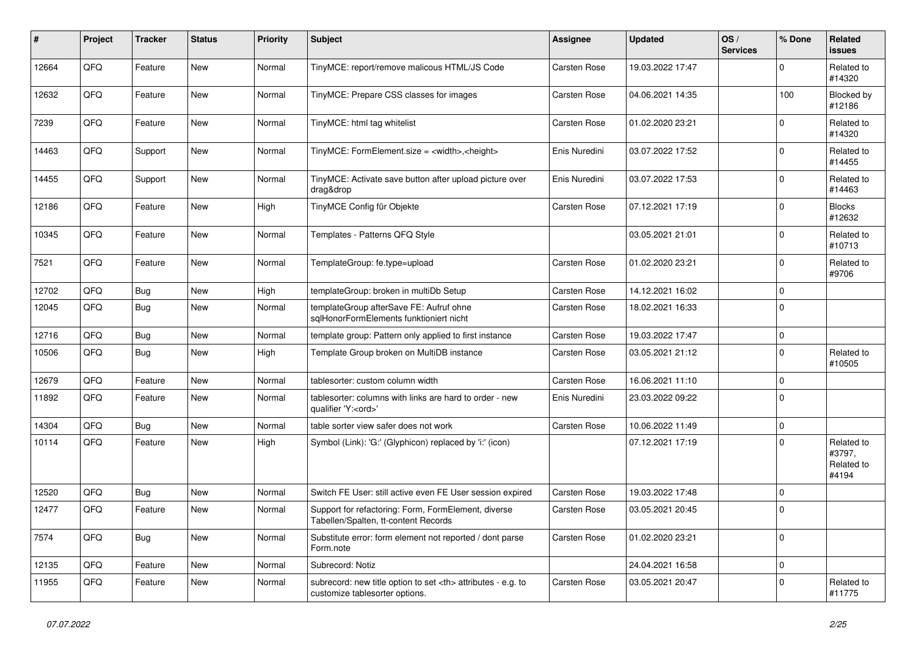| # | Project | Tracker | Status | Priority | Subject | Assignee | Updated | OS / Services | % Done | Related issues |
|---|---|---|---|---|---|---|---|---|---|---|
| 12664 | QFQ | Feature | New | Normal | TinyMCE: report/remove malicous HTML/JS Code | Carsten Rose | 19.03.2022 17:47 | | 0 | Related to #14320 |
| 12632 | QFQ | Feature | New | Normal | TinyMCE: Prepare CSS classes for images | Carsten Rose | 04.06.2021 14:35 | | 100 | Blocked by #12186 |
| 7239 | QFQ | Feature | New | Normal | TinyMCE: html tag whitelist | Carsten Rose | 01.02.2020 23:21 | | 0 | Related to #14320 |
| 14463 | QFQ | Support | New | Normal | TinyMCE: FormElement.size = <width>,<height> | Enis Nuredini | 03.07.2022 17:52 | | 0 | Related to #14455 |
| 14455 | QFQ | Support | New | Normal | TinyMCE: Activate save button after upload picture over drag&drop | Enis Nuredini | 03.07.2022 17:53 | | 0 | Related to #14463 |
| 12186 | QFQ | Feature | New | High | TinyMCE Config für Objekte | Carsten Rose | 07.12.2021 17:19 | | 0 | Blocks #12632 |
| 10345 | QFQ | Feature | New | Normal | Templates - Patterns QFQ Style | | 03.05.2021 21:01 | | 0 | Related to #10713 |
| 7521 | QFQ | Feature | New | Normal | TemplateGroup: fe.type=upload | Carsten Rose | 01.02.2020 23:21 | | 0 | Related to #9706 |
| 12702 | QFQ | Bug | New | High | templateGroup: broken in multiDb Setup | Carsten Rose | 14.12.2021 16:02 | | 0 | |
| 12045 | QFQ | Bug | New | Normal | templateGroup afterSave FE: Aufruf ohne sqlHonorFormElements funktioniert nicht | Carsten Rose | 18.02.2021 16:33 | | 0 | |
| 12716 | QFQ | Bug | New | Normal | template group: Pattern only applied to first instance | Carsten Rose | 19.03.2022 17:47 | | 0 | |
| 10506 | QFQ | Bug | New | High | Template Group broken on MultiDB instance | Carsten Rose | 03.05.2021 21:12 | | 0 | Related to #10505 |
| 12679 | QFQ | Feature | New | Normal | tablesorter: custom column width | Carsten Rose | 16.06.2021 11:10 | | 0 | |
| 11892 | QFQ | Feature | New | Normal | tablesorter: columns with links are hard to order - new qualifier 'Y:<ord>' | Enis Nuredini | 23.03.2022 09:22 | | 0 | |
| 14304 | QFQ | Bug | New | Normal | table sorter view safer does not work | Carsten Rose | 10.06.2022 11:49 | | 0 | |
| 10114 | QFQ | Feature | New | High | Symbol (Link): 'G:' (Glyphicon) replaced by 'i:' (icon) | | 07.12.2021 17:19 | | 0 | Related to #3797, Related to #4194 |
| 12520 | QFQ | Bug | New | Normal | Switch FE User: still active even FE User session expired | Carsten Rose | 19.03.2022 17:48 | | 0 | |
| 12477 | QFQ | Feature | New | Normal | Support for refactoring: Form, FormElement, diverse Tabellen/Spalten, tt-content Records | Carsten Rose | 03.05.2021 20:45 | | 0 | |
| 7574 | QFQ | Bug | New | Normal | Substitute error: form element not reported / dont parse Form.note | Carsten Rose | 01.02.2020 23:21 | | 0 | |
| 12135 | QFQ | Feature | New | Normal | Subrecord: Notiz | | 24.04.2021 16:58 | | 0 | |
| 11955 | QFQ | Feature | New | Normal | subrecord: new title option to set <th> attributes - e.g. to customize tablesorter options. | Carsten Rose | 03.05.2021 20:47 | | 0 | Related to #11775 |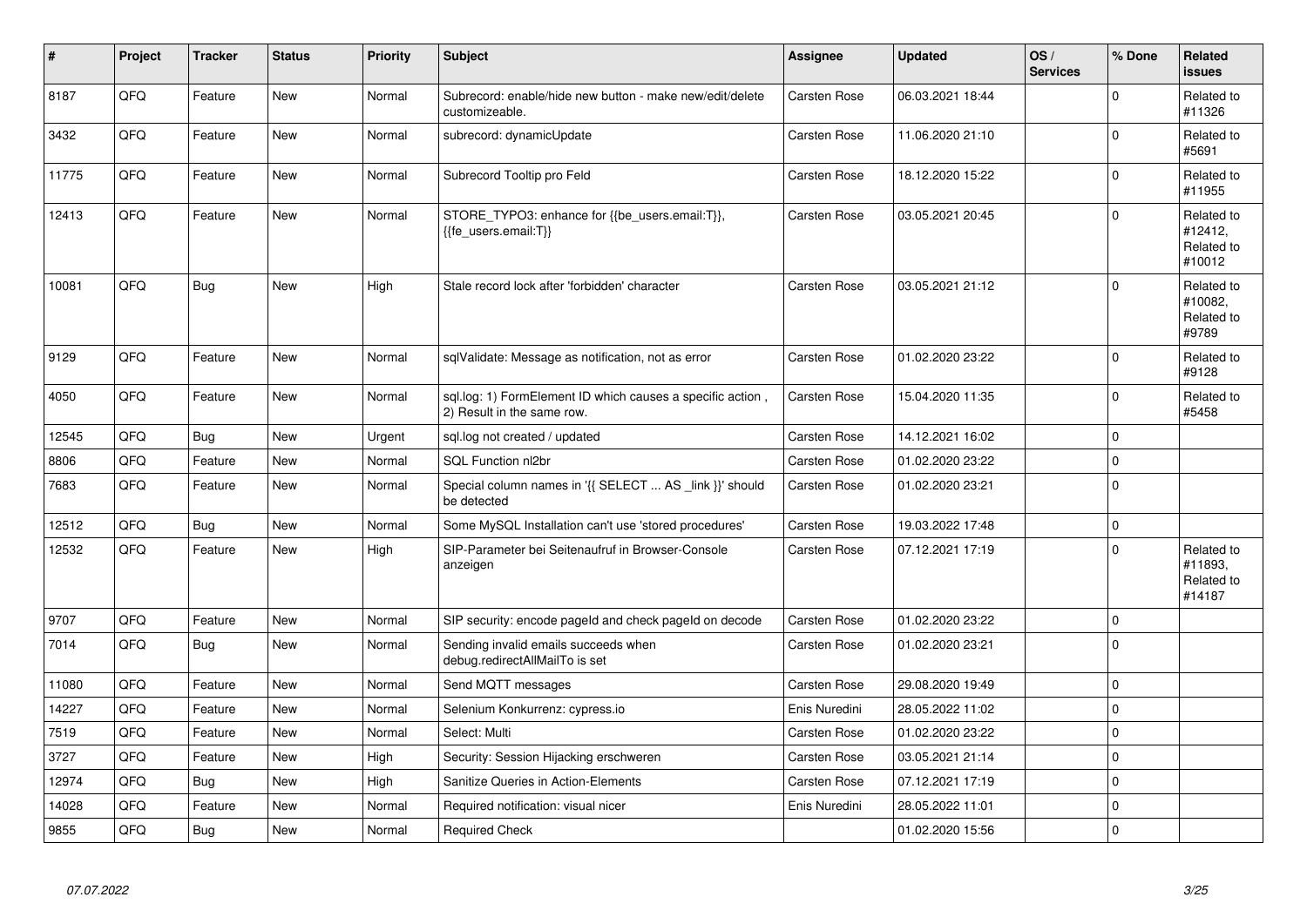| # | Project | Tracker | Status | Priority | Subject | Assignee | Updated | OS / Services | % Done | Related issues |
|---|---|---|---|---|---|---|---|---|---|---|
| 8187 | QFQ | Feature | New | Normal | Subrecord: enable/hide new button - make new/edit/delete customizeable. | Carsten Rose | 06.03.2021 18:44 | | 0 | Related to #11326 |
| 3432 | QFQ | Feature | New | Normal | subrecord: dynamicUpdate | Carsten Rose | 11.06.2020 21:10 | | 0 | Related to #5691 |
| 11775 | QFQ | Feature | New | Normal | Subrecord Tooltip pro Feld | Carsten Rose | 18.12.2020 15:22 | | 0 | Related to #11955 |
| 12413 | QFQ | Feature | New | Normal | STORE_TYPO3: enhance for {{be_users.email:T}}, {{fe_users.email:T}} | Carsten Rose | 03.05.2021 20:45 | | 0 | Related to #12412, Related to #10012 |
| 10081 | QFQ | Bug | New | High | Stale record lock after 'forbidden' character | Carsten Rose | 03.05.2021 21:12 | | 0 | Related to #10082, Related to #9789 |
| 9129 | QFQ | Feature | New | Normal | sqlValidate: Message as notification, not as error | Carsten Rose | 01.02.2020 23:22 | | 0 | Related to #9128 |
| 4050 | QFQ | Feature | New | Normal | sql.log: 1) FormElement ID which causes a specific action , 2) Result in the same row. | Carsten Rose | 15.04.2020 11:35 | | 0 | Related to #5458 |
| 12545 | QFQ | Bug | New | Urgent | sql.log not created / updated | Carsten Rose | 14.12.2021 16:02 | | 0 | |
| 8806 | QFQ | Feature | New | Normal | SQL Function nl2br | Carsten Rose | 01.02.2020 23:22 | | 0 | |
| 7683 | QFQ | Feature | New | Normal | Special column names in '{{ SELECT ... AS _link }}' should be detected | Carsten Rose | 01.02.2020 23:21 | | 0 | |
| 12512 | QFQ | Bug | New | Normal | Some MySQL Installation can't use 'stored procedures' | Carsten Rose | 19.03.2022 17:48 | | 0 | |
| 12532 | QFQ | Feature | New | High | SIP-Parameter bei Seitenaufruf in Browser-Console anzeigen | Carsten Rose | 07.12.2021 17:19 | | 0 | Related to #11893, Related to #14187 |
| 9707 | QFQ | Feature | New | Normal | SIP security: encode pageId and check pageId on decode | Carsten Rose | 01.02.2020 23:22 | | 0 | |
| 7014 | QFQ | Bug | New | Normal | Sending invalid emails succeeds when debug.redirectAllMailTo is set | Carsten Rose | 01.02.2020 23:21 | | 0 | |
| 11080 | QFQ | Feature | New | Normal | Send MQTT messages | Carsten Rose | 29.08.2020 19:49 | | 0 | |
| 14227 | QFQ | Feature | New | Normal | Selenium Konkurrenz: cypress.io | Enis Nuredini | 28.05.2022 11:02 | | 0 | |
| 7519 | QFQ | Feature | New | Normal | Select: Multi | Carsten Rose | 01.02.2020 23:22 | | 0 | |
| 3727 | QFQ | Feature | New | High | Security: Session Hijacking erschweren | Carsten Rose | 03.05.2021 21:14 | | 0 | |
| 12974 | QFQ | Bug | New | High | Sanitize Queries in Action-Elements | Carsten Rose | 07.12.2021 17:19 | | 0 | |
| 14028 | QFQ | Feature | New | Normal | Required notification: visual nicer | Enis Nuredini | 28.05.2022 11:01 | | 0 | |
| 9855 | QFQ | Bug | New | Normal | Required Check | | 01.02.2020 15:56 | | 0 | |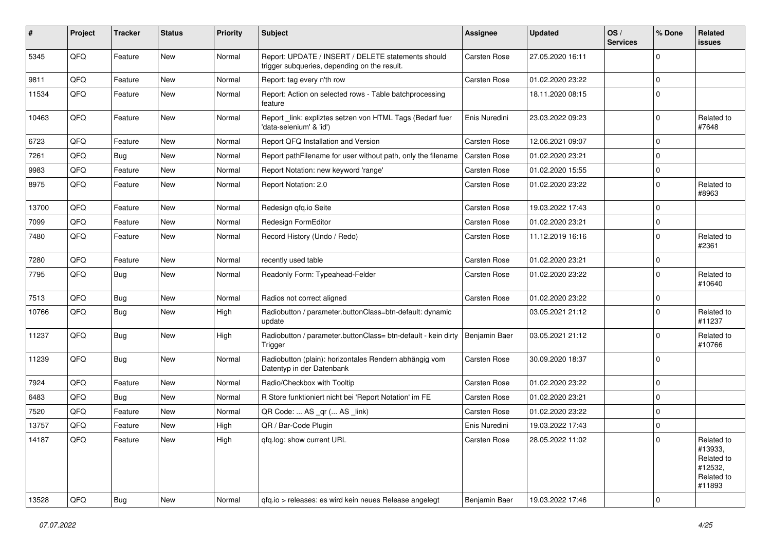| # | Project | Tracker | Status | Priority | Subject | Assignee | Updated | OS / Services | % Done | Related issues |
|---|---|---|---|---|---|---|---|---|---|---|
| 5345 | QFQ | Feature | New | Normal | Report: UPDATE / INSERT / DELETE statements should trigger subqueries, depending on the result. | Carsten Rose | 27.05.2020 16:11 | | 0 | |
| 9811 | QFQ | Feature | New | Normal | Report: tag every n'th row | Carsten Rose | 01.02.2020 23:22 | | 0 | |
| 11534 | QFQ | Feature | New | Normal | Report: Action on selected rows - Table batchprocessing feature | | 18.11.2020 08:15 | | 0 | |
| 10463 | QFQ | Feature | New | Normal | Report _link: expliztes setzen von HTML Tags (Bedarf fuer 'data-selenium' & 'id') | Enis Nuredini | 23.03.2022 09:23 | | 0 | Related to #7648 |
| 6723 | QFQ | Feature | New | Normal | Report QFQ Installation and Version | Carsten Rose | 12.06.2021 09:07 | | 0 | |
| 7261 | QFQ | Bug | New | Normal | Report pathFilename for user without path, only the filename | Carsten Rose | 01.02.2020 23:21 | | 0 | |
| 9983 | QFQ | Feature | New | Normal | Report Notation: new keyword 'range' | Carsten Rose | 01.02.2020 15:55 | | 0 | |
| 8975 | QFQ | Feature | New | Normal | Report Notation: 2.0 | Carsten Rose | 01.02.2020 23:22 | | 0 | Related to #8963 |
| 13700 | QFQ | Feature | New | Normal | Redesign qfq.io Seite | Carsten Rose | 19.03.2022 17:43 | | 0 | |
| 7099 | QFQ | Feature | New | Normal | Redesign FormEditor | Carsten Rose | 01.02.2020 23:21 | | 0 | |
| 7480 | QFQ | Feature | New | Normal | Record History (Undo / Redo) | Carsten Rose | 11.12.2019 16:16 | | 0 | Related to #2361 |
| 7280 | QFQ | Feature | New | Normal | recently used table | Carsten Rose | 01.02.2020 23:21 | | 0 | |
| 7795 | QFQ | Bug | New | Normal | Readonly Form: Typeahead-Felder | Carsten Rose | 01.02.2020 23:22 | | 0 | Related to #10640 |
| 7513 | QFQ | Bug | New | Normal | Radios not correct aligned | Carsten Rose | 01.02.2020 23:22 | | 0 | |
| 10766 | QFQ | Bug | New | High | Radiobutton / parameter.buttonClass=btn-default: dynamic update | | 03.05.2021 21:12 | | 0 | Related to #11237 |
| 11237 | QFQ | Bug | New | High | Radiobutton / parameter.buttonClass= btn-default - kein dirty Trigger | Benjamin Baer | 03.05.2021 21:12 | | 0 | Related to #10766 |
| 11239 | QFQ | Bug | New | Normal | Radiobutton (plain): horizontales Rendern abhängig vom Datentyp in der Datenbank | Carsten Rose | 30.09.2020 18:37 | | 0 | |
| 7924 | QFQ | Feature | New | Normal | Radio/Checkbox with Tooltip | Carsten Rose | 01.02.2020 23:22 | | 0 | |
| 6483 | QFQ | Bug | New | Normal | R Store funktioniert nicht bei 'Report Notation' im FE | Carsten Rose | 01.02.2020 23:21 | | 0 | |
| 7520 | QFQ | Feature | New | Normal | QR Code: ... AS _qr ( ... AS _link) | Carsten Rose | 01.02.2020 23:22 | | 0 | |
| 13757 | QFQ | Feature | New | High | QR / Bar-Code Plugin | Enis Nuredini | 19.03.2022 17:43 | | 0 | |
| 14187 | QFQ | Feature | New | High | qfq.log: show current URL | Carsten Rose | 28.05.2022 11:02 | | 0 | Related to #13933, Related to #12532, Related to #11893 |
| 13528 | QFQ | Bug | New | Normal | qfq.io > releases: es wird kein neues Release angelegt | Benjamin Baer | 19.03.2022 17:46 | | 0 | |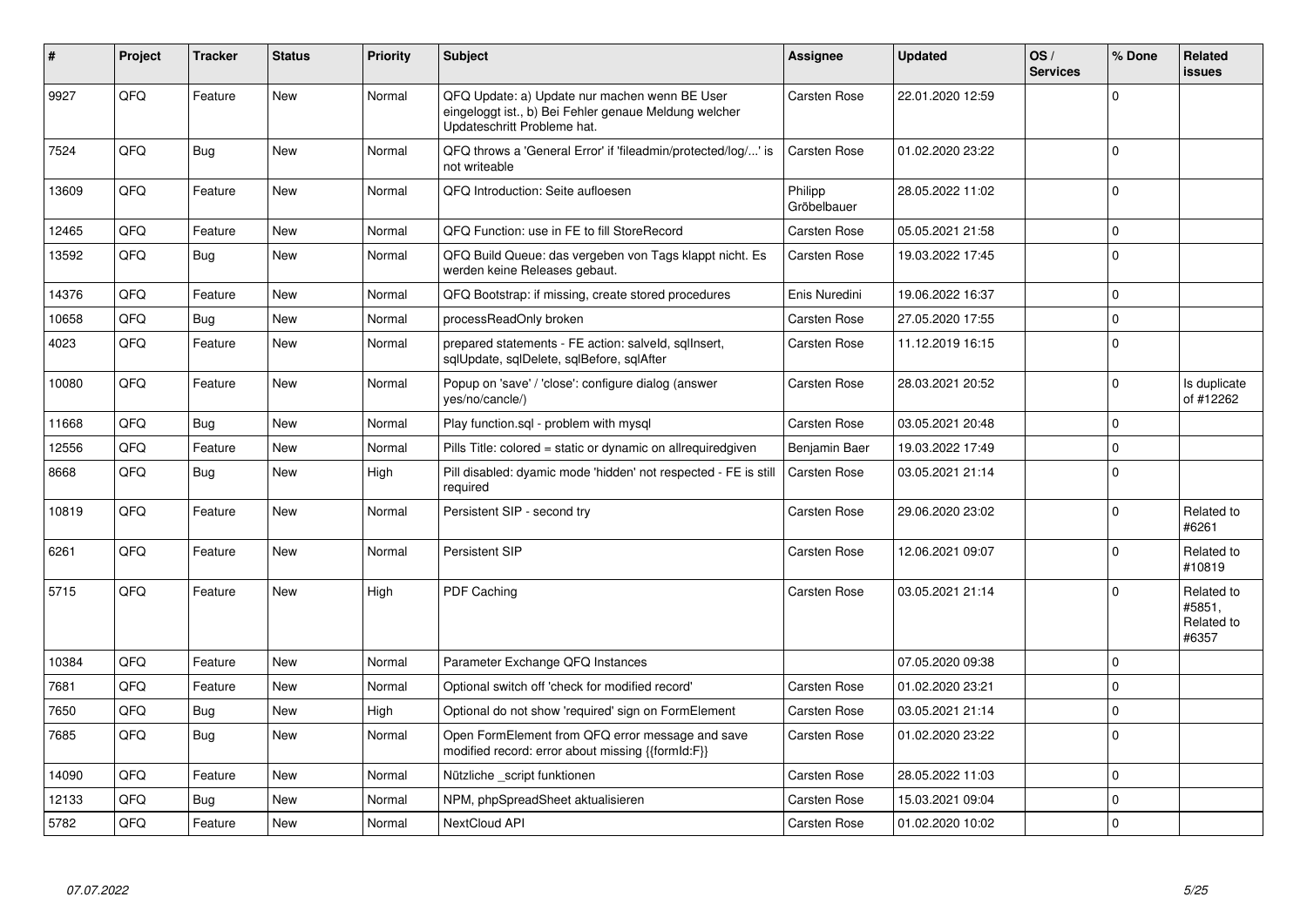| # | Project | Tracker | Status | Priority | Subject | Assignee | Updated | OS / Services | % Done | Related issues |
|---|---|---|---|---|---|---|---|---|---|---|
| 9927 | QFQ | Feature | New | Normal | QFQ Update: a) Update nur machen wenn BE User eingeloggt ist., b) Bei Fehler genaue Meldung welcher Updateschritt Probleme hat. | Carsten Rose | 22.01.2020 12:59 | | 0 | |
| 7524 | QFQ | Bug | New | Normal | QFQ throws a 'General Error' if 'fileadmin/protected/log/...' is not writeable | Carsten Rose | 01.02.2020 23:22 | | 0 | |
| 13609 | QFQ | Feature | New | Normal | QFQ Introduction: Seite aufloesen | Philipp Gröbelbauer | 28.05.2022 11:02 | | 0 | |
| 12465 | QFQ | Feature | New | Normal | QFQ Function: use in FE to fill StoreRecord | Carsten Rose | 05.05.2021 21:58 | | 0 | |
| 13592 | QFQ | Bug | New | Normal | QFQ Build Queue: das vergeben von Tags klappt nicht. Es werden keine Releases gebaut. | Carsten Rose | 19.03.2022 17:45 | | 0 | |
| 14376 | QFQ | Feature | New | Normal | QFQ Bootstrap: if missing, create stored procedures | Enis Nuredini | 19.06.2022 16:37 | | 0 | |
| 10658 | QFQ | Bug | New | Normal | processReadOnly broken | Carsten Rose | 27.05.2020 17:55 | | 0 | |
| 4023 | QFQ | Feature | New | Normal | prepared statements - FE action: salveld, sqlInsert, sqlUpdate, sqlDelete, sqlBefore, sqlAfter | Carsten Rose | 11.12.2019 16:15 | | 0 | |
| 10080 | QFQ | Feature | New | Normal | Popup on 'save' / 'close': configure dialog (answer yes/no/cancle/) | Carsten Rose | 28.03.2021 20:52 | | 0 | Is duplicate of #12262 |
| 11668 | QFQ | Bug | New | Normal | Play function.sql - problem with mysql | Carsten Rose | 03.05.2021 20:48 | | 0 | |
| 12556 | QFQ | Feature | New | Normal | Pills Title: colored = static or dynamic on allrequiredgiven | Benjamin Baer | 19.03.2022 17:49 | | 0 | |
| 8668 | QFQ | Bug | New | High | Pill disabled: dyamic mode 'hidden' not respected - FE is still required | Carsten Rose | 03.05.2021 21:14 | | 0 | |
| 10819 | QFQ | Feature | New | Normal | Persistent SIP - second try | Carsten Rose | 29.06.2020 23:02 | | 0 | Related to #6261 |
| 6261 | QFQ | Feature | New | Normal | Persistent SIP | Carsten Rose | 12.06.2021 09:07 | | 0 | Related to #10819 |
| 5715 | QFQ | Feature | New | High | PDF Caching | Carsten Rose | 03.05.2021 21:14 | | 0 | Related to #5851, Related to #6357 |
| 10384 | QFQ | Feature | New | Normal | Parameter Exchange QFQ Instances | | 07.05.2020 09:38 | | 0 | |
| 7681 | QFQ | Feature | New | Normal | Optional switch off 'check for modified record' | Carsten Rose | 01.02.2020 23:21 | | 0 | |
| 7650 | QFQ | Bug | New | High | Optional do not show 'required' sign on FormElement | Carsten Rose | 03.05.2021 21:14 | | 0 | |
| 7685 | QFQ | Bug | New | Normal | Open FormElement from QFQ error message and save modified record: error about missing {{formId:F}} | Carsten Rose | 01.02.2020 23:22 | | 0 | |
| 14090 | QFQ | Feature | New | Normal | Nützliche _script funktionen | Carsten Rose | 28.05.2022 11:03 | | 0 | |
| 12133 | QFQ | Bug | New | Normal | NPM, phpSpreadSheet aktualisieren | Carsten Rose | 15.03.2021 09:04 | | 0 | |
| 5782 | QFQ | Feature | New | Normal | NextCloud API | Carsten Rose | 01.02.2020 10:02 | | 0 | |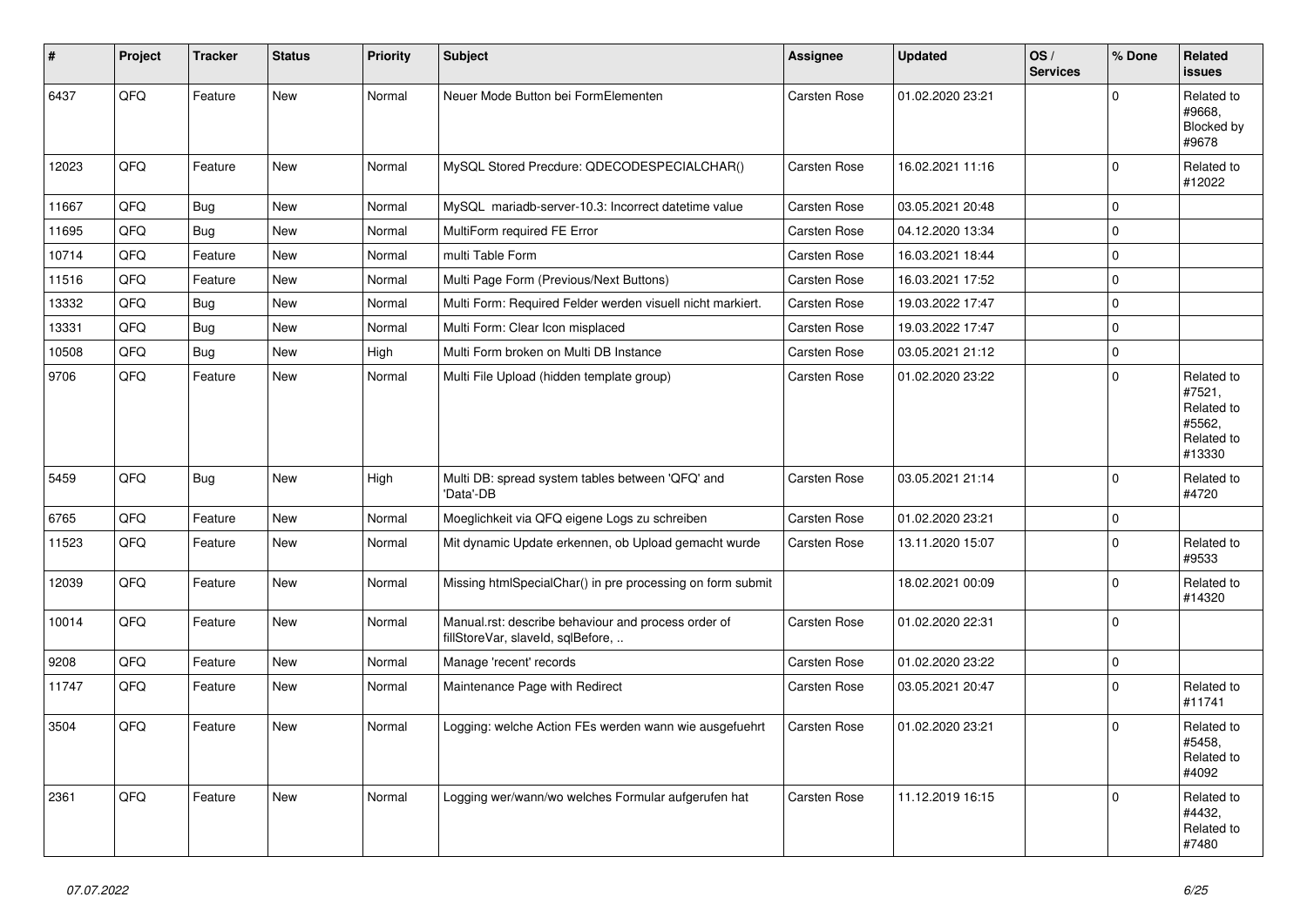| # | Project | Tracker | Status | Priority | Subject | Assignee | Updated | OS / Services | % Done | Related issues |
|---|---|---|---|---|---|---|---|---|---|---|
| 6437 | QFQ | Feature | New | Normal | Neuer Mode Button bei FormElementen | Carsten Rose | 01.02.2020 23:21 | | 0 | Related to #9668, Blocked by #9678 |
| 12023 | QFQ | Feature | New | Normal | MySQL Stored Precdure: QDECODESPECIALCHAR() | Carsten Rose | 16.02.2021 11:16 | | 0 | Related to #12022 |
| 11667 | QFQ | Bug | New | Normal | MySQL mariadb-server-10.3: Incorrect datetime value | Carsten Rose | 03.05.2021 20:48 | | 0 | |
| 11695 | QFQ | Bug | New | Normal | MultiForm required FE Error | Carsten Rose | 04.12.2020 13:34 | | 0 | |
| 10714 | QFQ | Feature | New | Normal | multi Table Form | Carsten Rose | 16.03.2021 18:44 | | 0 | |
| 11516 | QFQ | Feature | New | Normal | Multi Page Form (Previous/Next Buttons) | Carsten Rose | 16.03.2021 17:52 | | 0 | |
| 13332 | QFQ | Bug | New | Normal | Multi Form: Required Felder werden visuell nicht markiert. | Carsten Rose | 19.03.2022 17:47 | | 0 | |
| 13331 | QFQ | Bug | New | Normal | Multi Form: Clear Icon misplaced | Carsten Rose | 19.03.2022 17:47 | | 0 | |
| 10508 | QFQ | Bug | New | High | Multi Form broken on Multi DB Instance | Carsten Rose | 03.05.2021 21:12 | | 0 | |
| 9706 | QFQ | Feature | New | Normal | Multi File Upload (hidden template group) | Carsten Rose | 01.02.2020 23:22 | | 0 | Related to #7521, Related to #5562, Related to #13330 |
| 5459 | QFQ | Bug | New | High | Multi DB: spread system tables between 'QFQ' and 'Data'-DB | Carsten Rose | 03.05.2021 21:14 | | 0 | Related to #4720 |
| 6765 | QFQ | Feature | New | Normal | Moeglichkeit via QFQ eigene Logs zu schreiben | Carsten Rose | 01.02.2020 23:21 | | 0 | |
| 11523 | QFQ | Feature | New | Normal | Mit dynamic Update erkennen, ob Upload gemacht wurde | Carsten Rose | 13.11.2020 15:07 | | 0 | Related to #9533 |
| 12039 | QFQ | Feature | New | Normal | Missing htmlSpecialChar() in pre processing on form submit | | 18.02.2021 00:09 | | 0 | Related to #14320 |
| 10014 | QFQ | Feature | New | Normal | Manual.rst: describe behaviour and process order of fillStoreVar, slaveId, sqlBefore, .. | Carsten Rose | 01.02.2020 22:31 | | 0 | |
| 9208 | QFQ | Feature | New | Normal | Manage 'recent' records | Carsten Rose | 01.02.2020 23:22 | | 0 | |
| 11747 | QFQ | Feature | New | Normal | Maintenance Page with Redirect | Carsten Rose | 03.05.2021 20:47 | | 0 | Related to #11741 |
| 3504 | QFQ | Feature | New | Normal | Logging: welche Action FEs werden wann wie ausgefuehrt | Carsten Rose | 01.02.2020 23:21 | | 0 | Related to #5458, Related to #4092 |
| 2361 | QFQ | Feature | New | Normal | Logging wer/wann/wo welches Formular aufgerufen hat | Carsten Rose | 11.12.2019 16:15 | | 0 | Related to #4432, Related to #7480 |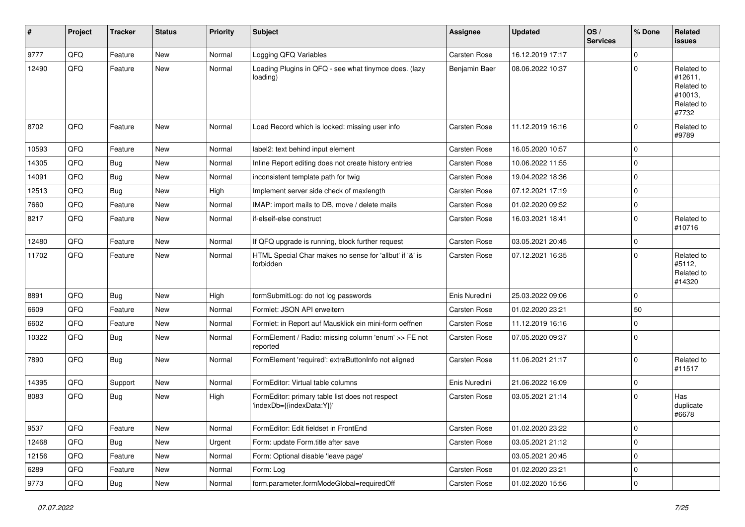| # | Project | Tracker | Status | Priority | Subject | Assignee | Updated | OS / Services | % Done | Related issues |
|---|---|---|---|---|---|---|---|---|---|---|
| 9777 | QFQ | Feature | New | Normal | Logging QFQ Variables | Carsten Rose | 16.12.2019 17:17 | | 0 | |
| 12490 | QFQ | Feature | New | Normal | Loading Plugins in QFQ - see what tinymce does. (lazy loading) | Benjamin Baer | 08.06.2022 10:37 | | 0 | Related to #12611, Related to #10013, Related to #7732 |
| 8702 | QFQ | Feature | New | Normal | Load Record which is locked: missing user info | Carsten Rose | 11.12.2019 16:16 | | 0 | Related to #9789 |
| 10593 | QFQ | Feature | New | Normal | label2: text behind input element | Carsten Rose | 16.05.2020 10:57 | | 0 | |
| 14305 | QFQ | Bug | New | Normal | Inline Report editing does not create history entries | Carsten Rose | 10.06.2022 11:55 | | 0 | |
| 14091 | QFQ | Bug | New | Normal | inconsistent template path for twig | Carsten Rose | 19.04.2022 18:36 | | 0 | |
| 12513 | QFQ | Bug | New | High | Implement server side check of maxlength | Carsten Rose | 07.12.2021 17:19 | | 0 | |
| 7660 | QFQ | Feature | New | Normal | IMAP: import mails to DB, move / delete mails | Carsten Rose | 01.02.2020 09:52 | | 0 | |
| 8217 | QFQ | Feature | New | Normal | if-elseif-else construct | Carsten Rose | 16.03.2021 18:41 | | 0 | Related to #10716 |
| 12480 | QFQ | Feature | New | Normal | If QFQ upgrade is running, block further request | Carsten Rose | 03.05.2021 20:45 | | 0 | |
| 11702 | QFQ | Feature | New | Normal | HTML Special Char makes no sense for 'allbut' if '&' is forbidden | Carsten Rose | 07.12.2021 16:35 | | 0 | Related to #5112, Related to #14320 |
| 8891 | QFQ | Bug | New | High | formSubmitLog: do not log passwords | Enis Nuredini | 25.03.2022 09:06 | | 0 | |
| 6609 | QFQ | Feature | New | Normal | Formlet: JSON API erweitern | Carsten Rose | 01.02.2020 23:21 | | 50 | |
| 6602 | QFQ | Feature | New | Normal | Formlet: in Report auf Mausklick ein mini-form oeffnen | Carsten Rose | 11.12.2019 16:16 | | 0 | |
| 10322 | QFQ | Bug | New | Normal | FormElement / Radio: missing column 'enum' >> FE not reported | Carsten Rose | 07.05.2020 09:37 | | 0 | |
| 7890 | QFQ | Bug | New | Normal | FormElement 'required': extraButtonInfo not aligned | Carsten Rose | 11.06.2021 21:17 | | 0 | Related to #11517 |
| 14395 | QFQ | Support | New | Normal | FormEditor: Virtual table columns | Enis Nuredini | 21.06.2022 16:09 | | 0 | |
| 8083 | QFQ | Bug | New | High | FormEditor: primary table list does not respect 'indexDb={{indexData:Y}}' | Carsten Rose | 03.05.2021 21:14 | | 0 | Has duplicate #6678 |
| 9537 | QFQ | Feature | New | Normal | FormEditor: Edit fieldset in FrontEnd | Carsten Rose | 01.02.2020 23:22 | | 0 | |
| 12468 | QFQ | Bug | New | Urgent | Form: update Form.title after save | Carsten Rose | 03.05.2021 21:12 | | 0 | |
| 12156 | QFQ | Feature | New | Normal | Form: Optional disable 'leave page' | | 03.05.2021 20:45 | | 0 | |
| 6289 | QFQ | Feature | New | Normal | Form: Log | Carsten Rose | 01.02.2020 23:21 | | 0 | |
| 9773 | QFQ | Bug | New | Normal | form.parameter.formModeGlobal=requiredOff | Carsten Rose | 01.02.2020 15:56 | | 0 | |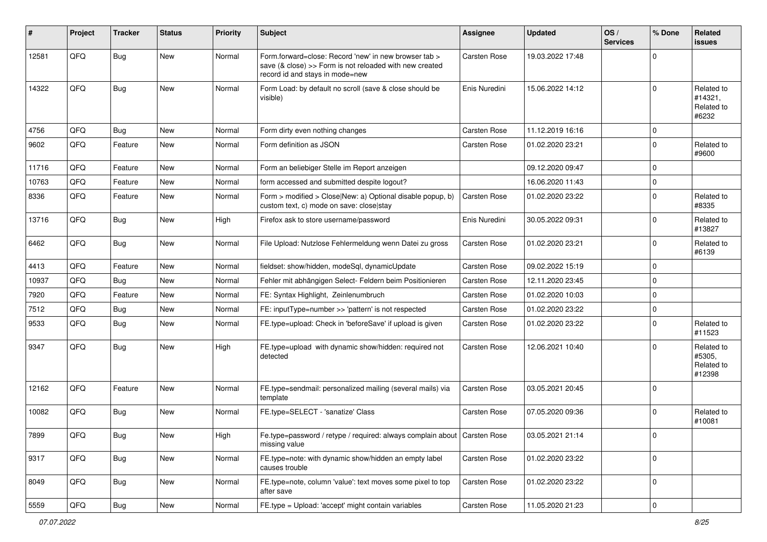| # | Project | Tracker | Status | Priority | Subject | Assignee | Updated | OS / Services | % Done | Related issues |
|---|---|---|---|---|---|---|---|---|---|---|
| 12581 | QFQ | Bug | New | Normal | Form.forward=close: Record 'new' in new browser tab > save (& close) >> Form is not reloaded with new created record id and stays in mode=new | Carsten Rose | 19.03.2022 17:48 | | 0 | |
| 14322 | QFQ | Bug | New | Normal | Form Load: by default no scroll (save & close should be visible) | Enis Nuredini | 15.06.2022 14:12 | | 0 | Related to #14321, Related to #6232 |
| 4756 | QFQ | Bug | New | Normal | Form dirty even nothing changes | Carsten Rose | 11.12.2019 16:16 | | 0 | |
| 9602 | QFQ | Feature | New | Normal | Form definition as JSON | Carsten Rose | 01.02.2020 23:21 | | 0 | Related to #9600 |
| 11716 | QFQ | Feature | New | Normal | Form an beliebiger Stelle im Report anzeigen | | 09.12.2020 09:47 | | 0 | |
| 10763 | QFQ | Feature | New | Normal | form accessed and submitted despite logout? | | 16.06.2020 11:43 | | 0 | |
| 8336 | QFQ | Feature | New | Normal | Form > modified > Close\|New: a) Optional disable popup, b) custom text, c) mode on save: close\|stay | Carsten Rose | 01.02.2020 23:22 | | 0 | Related to #8335 |
| 13716 | QFQ | Bug | New | High | Firefox ask to store username/password | Enis Nuredini | 30.05.2022 09:31 | | 0 | Related to #13827 |
| 6462 | QFQ | Bug | New | Normal | File Upload: Nutzlose Fehlermeldung wenn Datei zu gross | Carsten Rose | 01.02.2020 23:21 | | 0 | Related to #6139 |
| 4413 | QFQ | Feature | New | Normal | fieldset: show/hidden, modeSql, dynamicUpdate | Carsten Rose | 09.02.2022 15:19 | | 0 | |
| 10937 | QFQ | Bug | New | Normal | Fehler mit abhängigen Select- Feldern beim Positionieren | Carsten Rose | 12.11.2020 23:45 | | 0 | |
| 7920 | QFQ | Feature | New | Normal | FE: Syntax Highlight, Zeinlenumbruch | Carsten Rose | 01.02.2020 10:03 | | 0 | |
| 7512 | QFQ | Bug | New | Normal | FE: inputType=number >> 'pattern' is not respected | Carsten Rose | 01.02.2020 23:22 | | 0 | |
| 9533 | QFQ | Bug | New | Normal | FE.type=upload: Check in 'beforeSave' if upload is given | Carsten Rose | 01.02.2020 23:22 | | 0 | Related to #11523 |
| 9347 | QFQ | Bug | New | High | FE.type=upload with dynamic show/hidden: required not detected | Carsten Rose | 12.06.2021 10:40 | | 0 | Related to #5305, Related to #12398 |
| 12162 | QFQ | Feature | New | Normal | FE.type=sendmail: personalized mailing (several mails) via template | Carsten Rose | 03.05.2021 20:45 | | 0 | |
| 10082 | QFQ | Bug | New | Normal | FE.type=SELECT - 'sanatize' Class | Carsten Rose | 07.05.2020 09:36 | | 0 | Related to #10081 |
| 7899 | QFQ | Bug | New | High | Fe.type=password / retype / required: always complain about missing value | Carsten Rose | 03.05.2021 21:14 | | 0 | |
| 9317 | QFQ | Bug | New | Normal | FE.type=note: with dynamic show/hidden an empty label causes trouble | Carsten Rose | 01.02.2020 23:22 | | 0 | |
| 8049 | QFQ | Bug | New | Normal | FE.type=note, column 'value': text moves some pixel to top after save | Carsten Rose | 01.02.2020 23:22 | | 0 | |
| 5559 | QFQ | Bug | New | Normal | FE.type = Upload: 'accept' might contain variables | Carsten Rose | 11.05.2020 21:23 | | 0 | |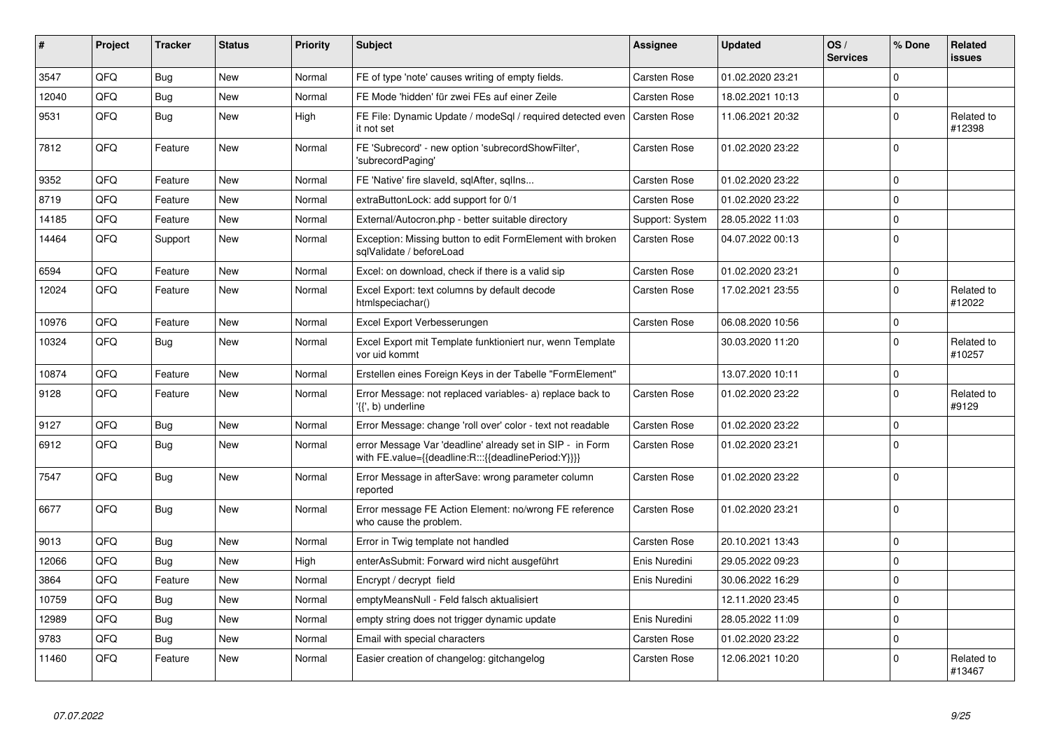| # | Project | Tracker | Status | Priority | Subject | Assignee | Updated | OS / Services | % Done | Related issues |
|---|---|---|---|---|---|---|---|---|---|---|
| 3547 | QFQ | Bug | New | Normal | FE of type 'note' causes writing of empty fields. | Carsten Rose | 01.02.2020 23:21 | | 0 | |
| 12040 | QFQ | Bug | New | Normal | FE Mode 'hidden' für zwei FEs auf einer Zeile | Carsten Rose | 18.02.2021 10:13 | | 0 | |
| 9531 | QFQ | Bug | New | High | FE File: Dynamic Update / modeSql / required detected even it not set | Carsten Rose | 11.06.2021 20:32 | | 0 | Related to #12398 |
| 7812 | QFQ | Feature | New | Normal | FE 'Subrecord' - new option 'subrecordShowFilter', 'subrecordPaging' | Carsten Rose | 01.02.2020 23:22 | | 0 | |
| 9352 | QFQ | Feature | New | Normal | FE 'Native' fire slaveId, sqlAfter, sqlIns... | Carsten Rose | 01.02.2020 23:22 | | 0 | |
| 8719 | QFQ | Feature | New | Normal | extraButtonLock: add support for 0/1 | Carsten Rose | 01.02.2020 23:22 | | 0 | |
| 14185 | QFQ | Feature | New | Normal | External/Autocron.php - better suitable directory | Support: System | 28.05.2022 11:03 | | 0 | |
| 14464 | QFQ | Support | New | Normal | Exception: Missing button to edit FormElement with broken sqlValidate / beforeLoad | Carsten Rose | 04.07.2022 00:13 | | 0 | |
| 6594 | QFQ | Feature | New | Normal | Excel: on download, check if there is a valid sip | Carsten Rose | 01.02.2020 23:21 | | 0 | |
| 12024 | QFQ | Feature | New | Normal | Excel Export: text columns by default decode htmlspeciachar() | Carsten Rose | 17.02.2021 23:55 | | 0 | Related to #12022 |
| 10976 | QFQ | Feature | New | Normal | Excel Export Verbesserungen | Carsten Rose | 06.08.2020 10:56 | | 0 | |
| 10324 | QFQ | Bug | New | Normal | Excel Export mit Template funktioniert nur, wenn Template vor uid kommt | | 30.03.2020 11:20 | | 0 | Related to #10257 |
| 10874 | QFQ | Feature | New | Normal | Erstellen eines Foreign Keys in der Tabelle "FormElement" | | 13.07.2020 10:11 | | 0 | |
| 9128 | QFQ | Feature | New | Normal | Error Message: not replaced variables- a) replace back to '{{', b) underline | Carsten Rose | 01.02.2020 23:22 | | 0 | Related to #9129 |
| 9127 | QFQ | Bug | New | Normal | Error Message: change 'roll over' color - text not readable | Carsten Rose | 01.02.2020 23:22 | | 0 | |
| 6912 | QFQ | Bug | New | Normal | error Message Var 'deadline' already set in SIP - in Form with FE.value={{deadline:R:::{{deadlinePeriod:Y}}}} | Carsten Rose | 01.02.2020 23:21 | | 0 | |
| 7547 | QFQ | Bug | New | Normal | Error Message in afterSave: wrong parameter column reported | Carsten Rose | 01.02.2020 23:22 | | 0 | |
| 6677 | QFQ | Bug | New | Normal | Error message FE Action Element: no/wrong FE reference who cause the problem. | Carsten Rose | 01.02.2020 23:21 | | 0 | |
| 9013 | QFQ | Bug | New | Normal | Error in Twig template not handled | Carsten Rose | 20.10.2021 13:43 | | 0 | |
| 12066 | QFQ | Bug | New | High | enterAsSubmit: Forward wird nicht ausgeführt | Enis Nuredini | 29.05.2022 09:23 | | 0 | |
| 3864 | QFQ | Feature | New | Normal | Encrypt / decrypt field | Enis Nuredini | 30.06.2022 16:29 | | 0 | |
| 10759 | QFQ | Bug | New | Normal | emptyMeansNull - Feld falsch aktualisiert | | 12.11.2020 23:45 | | 0 | |
| 12989 | QFQ | Bug | New | Normal | empty string does not trigger dynamic update | Enis Nuredini | 28.05.2022 11:09 | | 0 | |
| 9783 | QFQ | Bug | New | Normal | Email with special characters | Carsten Rose | 01.02.2020 23:22 | | 0 | |
| 11460 | QFQ | Feature | New | Normal | Easier creation of changelog: gitchangelog | Carsten Rose | 12.06.2021 10:20 | | 0 | Related to #13467 |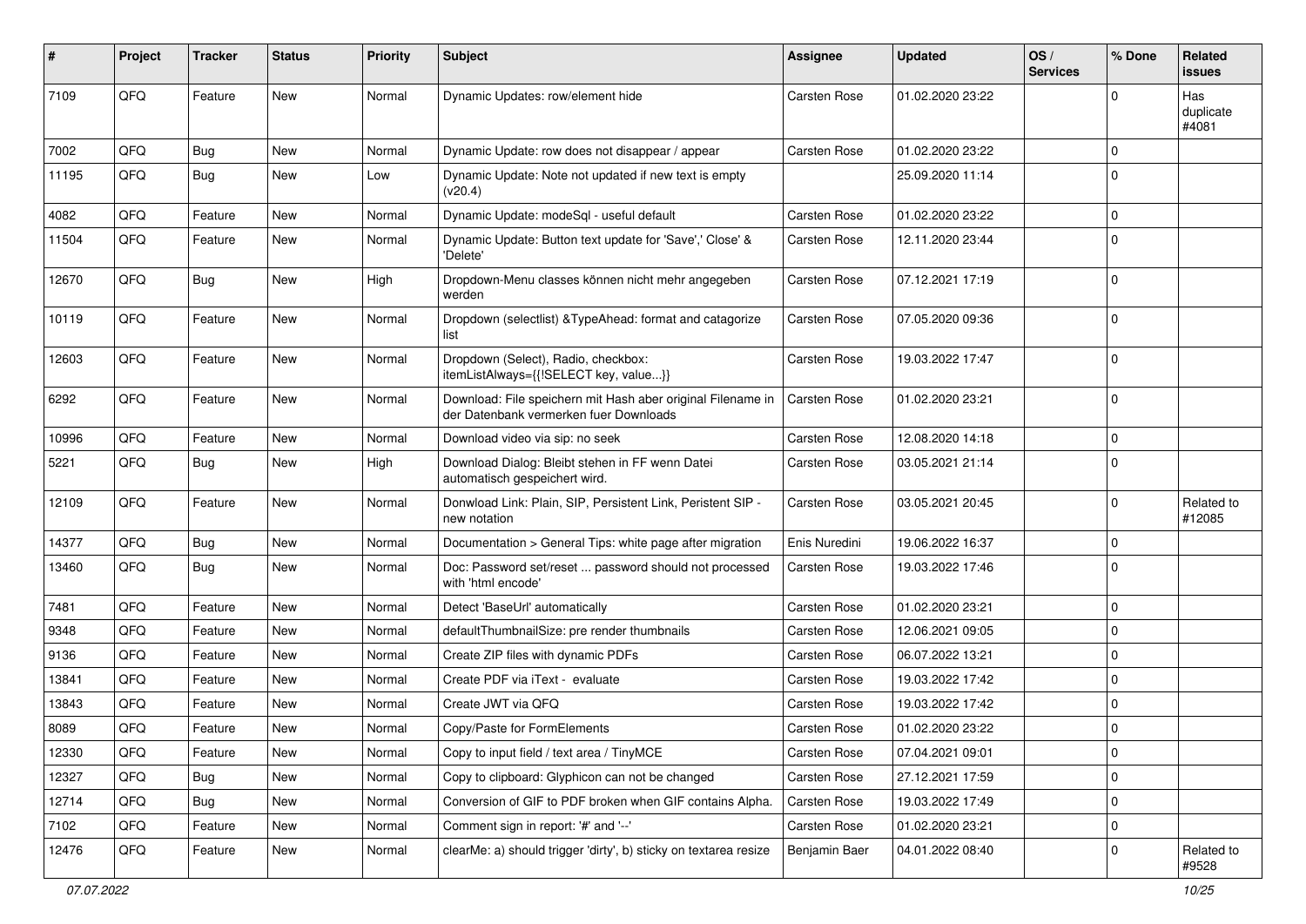| # | Project | Tracker | Status | Priority | Subject | Assignee | Updated | OS / Services | % Done | Related issues |
|---|---|---|---|---|---|---|---|---|---|---|
| 7109 | QFQ | Feature | New | Normal | Dynamic Updates: row/element hide | Carsten Rose | 01.02.2020 23:22 | | 0 | Has duplicate #4081 |
| 7002 | QFQ | Bug | New | Normal | Dynamic Update: row does not disappear / appear | Carsten Rose | 01.02.2020 23:22 | | 0 | |
| 11195 | QFQ | Bug | New | Low | Dynamic Update: Note not updated if new text is empty (v20.4) | | 25.09.2020 11:14 | | 0 | |
| 4082 | QFQ | Feature | New | Normal | Dynamic Update: modeSql - useful default | Carsten Rose | 01.02.2020 23:22 | | 0 | |
| 11504 | QFQ | Feature | New | Normal | Dynamic Update: Button text update for 'Save',' Close' & 'Delete' | Carsten Rose | 12.11.2020 23:44 | | 0 | |
| 12670 | QFQ | Bug | New | High | Dropdown-Menu classes können nicht mehr angegeben werden | Carsten Rose | 07.12.2021 17:19 | | 0 | |
| 10119 | QFQ | Feature | New | Normal | Dropdown (selectlist) &TypeAhead: format and catagorize list | Carsten Rose | 07.05.2020 09:36 | | 0 | |
| 12603 | QFQ | Feature | New | Normal | Dropdown (Select), Radio, checkbox: itemListAlways={{!SELECT key, value...}} | Carsten Rose | 19.03.2022 17:47 | | 0 | |
| 6292 | QFQ | Feature | New | Normal | Download: File speichern mit Hash aber original Filename in der Datenbank vermerken fuer Downloads | Carsten Rose | 01.02.2020 23:21 | | 0 | |
| 10996 | QFQ | Feature | New | Normal | Download video via sip: no seek | Carsten Rose | 12.08.2020 14:18 | | 0 | |
| 5221 | QFQ | Bug | New | High | Download Dialog: Bleibt stehen in FF wenn Datei automatisch gespeichert wird. | Carsten Rose | 03.05.2021 21:14 | | 0 | |
| 12109 | QFQ | Feature | New | Normal | Donwload Link: Plain, SIP, Persistent Link, Peristent SIP - new notation | Carsten Rose | 03.05.2021 20:45 | | 0 | Related to #12085 |
| 14377 | QFQ | Bug | New | Normal | Documentation > General Tips: white page after migration | Enis Nuredini | 19.06.2022 16:37 | | 0 | |
| 13460 | QFQ | Bug | New | Normal | Doc: Password set/reset ... password should not processed with 'html encode' | Carsten Rose | 19.03.2022 17:46 | | 0 | |
| 7481 | QFQ | Feature | New | Normal | Detect 'BaseUrl' automatically | Carsten Rose | 01.02.2020 23:21 | | 0 | |
| 9348 | QFQ | Feature | New | Normal | defaultThumbnailSize: pre render thumbnails | Carsten Rose | 12.06.2021 09:05 | | 0 | |
| 9136 | QFQ | Feature | New | Normal | Create ZIP files with dynamic PDFs | Carsten Rose | 06.07.2022 13:21 | | 0 | |
| 13841 | QFQ | Feature | New | Normal | Create PDF via iText - evaluate | Carsten Rose | 19.03.2022 17:42 | | 0 | |
| 13843 | QFQ | Feature | New | Normal | Create JWT via QFQ | Carsten Rose | 19.03.2022 17:42 | | 0 | |
| 8089 | QFQ | Feature | New | Normal | Copy/Paste for FormElements | Carsten Rose | 01.02.2020 23:22 | | 0 | |
| 12330 | QFQ | Feature | New | Normal | Copy to input field / text area / TinyMCE | Carsten Rose | 07.04.2021 09:01 | | 0 | |
| 12327 | QFQ | Bug | New | Normal | Copy to clipboard: Glyphicon can not be changed | Carsten Rose | 27.12.2021 17:59 | | 0 | |
| 12714 | QFQ | Bug | New | Normal | Conversion of GIF to PDF broken when GIF contains Alpha. | Carsten Rose | 19.03.2022 17:49 | | 0 | |
| 7102 | QFQ | Feature | New | Normal | Comment sign in report: '#' and '--' | Carsten Rose | 01.02.2020 23:21 | | 0 | |
| 12476 | QFQ | Feature | New | Normal | clearMe: a) should trigger 'dirty', b) sticky on textarea resize | Benjamin Baer | 04.01.2022 08:40 | | 0 | Related to #9528 |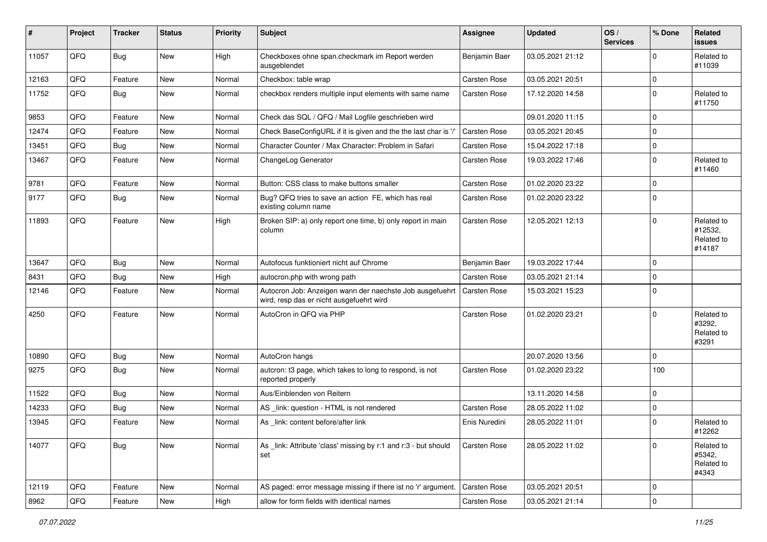| # | Project | Tracker | Status | Priority | Subject | Assignee | Updated | OS / Services | % Done | Related issues |
|---|---|---|---|---|---|---|---|---|---|---|
| 11057 | QFQ | Bug | New | High | Checkboxes ohne span.checkmark im Report werden ausgeblendet | Benjamin Baer | 03.05.2021 21:12 | | 0 | Related to #11039 |
| 12163 | QFQ | Feature | New | Normal | Checkbox: table wrap | Carsten Rose | 03.05.2021 20:51 | | 0 | |
| 11752 | QFQ | Bug | New | Normal | checkbox renders multiple input elements with same name | Carsten Rose | 17.12.2020 14:58 | | 0 | Related to #11750 |
| 9853 | QFQ | Feature | New | Normal | Check das SQL / QFQ / Mail Logfile geschrieben wird | | 09.01.2020 11:15 | | 0 | |
| 12474 | QFQ | Feature | New | Normal | Check BaseConfigURL if it is given and the the last char is '/' | Carsten Rose | 03.05.2021 20:45 | | 0 | |
| 13451 | QFQ | Bug | New | Normal | Character Counter / Max Character: Problem in Safari | Carsten Rose | 15.04.2022 17:18 | | 0 | |
| 13467 | QFQ | Feature | New | Normal | ChangeLog Generator | Carsten Rose | 19.03.2022 17:46 | | 0 | Related to #11460 |
| 9781 | QFQ | Feature | New | Normal | Button: CSS class to make buttons smaller | Carsten Rose | 01.02.2020 23:22 | | 0 | |
| 9177 | QFQ | Bug | New | Normal | Bug? QFQ tries to save an action FE, which has real existing column name | Carsten Rose | 01.02.2020 23:22 | | 0 | |
| 11893 | QFQ | Feature | New | High | Broken SIP: a) only report one time, b) only report in main column | Carsten Rose | 12.05.2021 12:13 | | 0 | Related to #12532, Related to #14187 |
| 13647 | QFQ | Bug | New | Normal | Autofocus funktioniert nicht auf Chrome | Benjamin Baer | 19.03.2022 17:44 | | 0 | |
| 8431 | QFQ | Bug | New | High | autocron.php with wrong path | Carsten Rose | 03.05.2021 21:14 | | 0 | |
| 12146 | QFQ | Feature | New | Normal | Autocron Job: Anzeigen wann der naechste Job ausgefuehrt wird, resp das er nicht ausgefuehrt wird | Carsten Rose | 15.03.2021 15:23 | | 0 | |
| 4250 | QFQ | Feature | New | Normal | AutoCron in QFQ via PHP | Carsten Rose | 01.02.2020 23:21 | | 0 | Related to #3292, Related to #3291 |
| 10890 | QFQ | Bug | New | Normal | AutoCron hangs | | 20.07.2020 13:56 | | 0 | |
| 9275 | QFQ | Bug | New | Normal | autcron: t3 page, which takes to long to respond, is not reported properly | Carsten Rose | 01.02.2020 23:22 | | 100 | |
| 11522 | QFQ | Bug | New | Normal | Aus/Einblenden von Reitern | | 13.11.2020 14:58 | | 0 | |
| 14233 | QFQ | Bug | New | Normal | AS _link: question - HTML is not rendered | Carsten Rose | 28.05.2022 11:02 | | 0 | |
| 13945 | QFQ | Feature | New | Normal | As _link: content before/after link | Enis Nuredini | 28.05.2022 11:01 | | 0 | Related to #12262 |
| 14077 | QFQ | Bug | New | Normal | As _link: Attribute 'class' missing by r:1 and r:3 - but should set | Carsten Rose | 28.05.2022 11:02 | | 0 | Related to #5342, Related to #4343 |
| 12119 | QFQ | Feature | New | Normal | AS paged: error message missing if there ist no 'r' argument. | Carsten Rose | 03.05.2021 20:51 | | 0 | |
| 8962 | QFQ | Feature | New | High | allow for form fields with identical names | Carsten Rose | 03.05.2021 21:14 | | 0 | |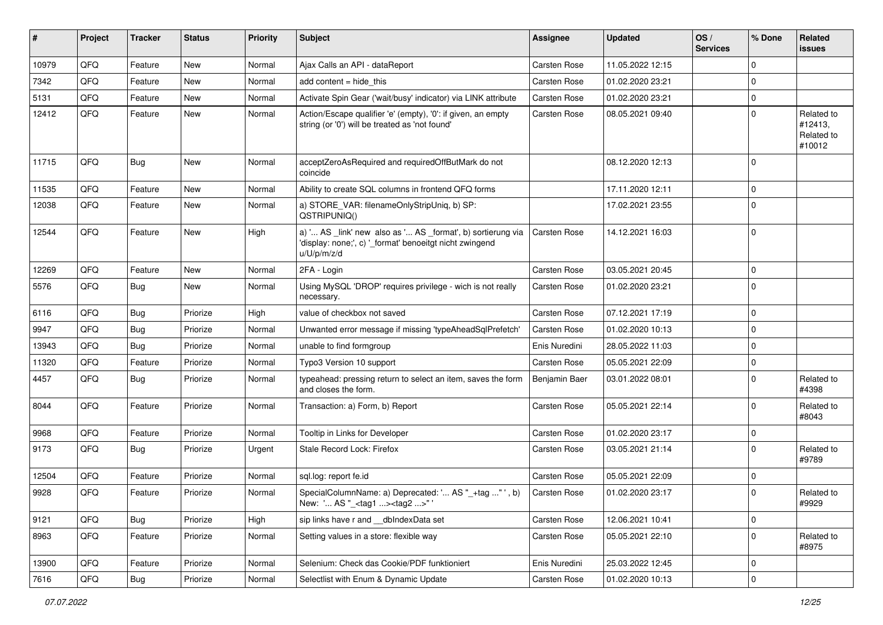| # | Project | Tracker | Status | Priority | Subject | Assignee | Updated | OS / Services | % Done | Related issues |
|---|---|---|---|---|---|---|---|---|---|---|
| 10979 | QFQ | Feature | New | Normal | Ajax Calls an API - dataReport | Carsten Rose | 11.05.2022 12:15 | | 0 | |
| 7342 | QFQ | Feature | New | Normal | add content = hide_this | Carsten Rose | 01.02.2020 23:21 | | 0 | |
| 5131 | QFQ | Feature | New | Normal | Activate Spin Gear ('wait/busy' indicator) via LINK attribute | Carsten Rose | 01.02.2020 23:21 | | 0 | |
| 12412 | QFQ | Feature | New | Normal | Action/Escape qualifier 'e' (empty), '0': if given, an empty string (or '0') will be treated as 'not found' | Carsten Rose | 08.05.2021 09:40 | | 0 | Related to #12413, Related to #10012 |
| 11715 | QFQ | Bug | New | Normal | acceptZeroAsRequired and requiredOffButMark do not coincide | | 08.12.2020 12:13 | | 0 | |
| 11535 | QFQ | Feature | New | Normal | Ability to create SQL columns in frontend QFQ forms | | 17.11.2020 12:11 | | 0 | |
| 12038 | QFQ | Feature | New | Normal | a) STORE_VAR: filenameOnlyStripUniq, b) SP: QSTRIPUNIQ() | | 17.02.2021 23:55 | | 0 | |
| 12544 | QFQ | Feature | New | High | a) '... AS _link' new also as '... AS _format', b) sortierung via 'display: none;', c) '_format' benoeitgt nicht zwingend u/U/p/m/z/d | Carsten Rose | 14.12.2021 16:03 | | 0 | |
| 12269 | QFQ | Feature | New | Normal | 2FA - Login | Carsten Rose | 03.05.2021 20:45 | | 0 | |
| 5576 | QFQ | Bug | New | Normal | Using MySQL 'DROP' requires privilege - wich is not really necessary. | Carsten Rose | 01.02.2020 23:21 | | 0 | |
| 6116 | QFQ | Bug | Priorize | High | value of checkbox not saved | Carsten Rose | 07.12.2021 17:19 | | 0 | |
| 9947 | QFQ | Bug | Priorize | Normal | Unwanted error message if missing 'typeAheadSqlPrefetch' | Carsten Rose | 01.02.2020 10:13 | | 0 | |
| 13943 | QFQ | Bug | Priorize | Normal | unable to find formgroup | Enis Nuredini | 28.05.2022 11:03 | | 0 | |
| 11320 | QFQ | Feature | Priorize | Normal | Typo3 Version 10 support | Carsten Rose | 05.05.2021 22:09 | | 0 | |
| 4457 | QFQ | Bug | Priorize | Normal | typeahead: pressing return to select an item, saves the form and closes the form. | Benjamin Baer | 03.01.2022 08:01 | | 0 | Related to #4398 |
| 8044 | QFQ | Feature | Priorize | Normal | Transaction: a) Form, b) Report | Carsten Rose | 05.05.2021 22:14 | | 0 | Related to #8043 |
| 9968 | QFQ | Feature | Priorize | Normal | Tooltip in Links for Developer | Carsten Rose | 01.02.2020 23:17 | | 0 | |
| 9173 | QFQ | Bug | Priorize | Urgent | Stale Record Lock: Firefox | Carsten Rose | 03.05.2021 21:14 | | 0 | Related to #9789 |
| 12504 | QFQ | Feature | Priorize | Normal | sql.log: report fe.id | Carsten Rose | 05.05.2021 22:09 | | 0 | |
| 9928 | QFQ | Feature | Priorize | Normal | SpecialColumnName: a) Deprecated: '... AS "_+tag ..." ', b) New: '... AS "_<tag1 ...><tag2 ...>" ' | Carsten Rose | 01.02.2020 23:17 | | 0 | Related to #9929 |
| 9121 | QFQ | Bug | Priorize | High | sip links have r and __dbIndexData set | Carsten Rose | 12.06.2021 10:41 | | 0 | |
| 8963 | QFQ | Feature | Priorize | Normal | Setting values in a store: flexible way | Carsten Rose | 05.05.2021 22:10 | | 0 | Related to #8975 |
| 13900 | QFQ | Feature | Priorize | Normal | Selenium: Check das Cookie/PDF funktioniert | Enis Nuredini | 25.03.2022 12:45 | | 0 | |
| 7616 | QFQ | Bug | Priorize | Normal | Selectlist with Enum & Dynamic Update | Carsten Rose | 01.02.2020 10:13 | | 0 | |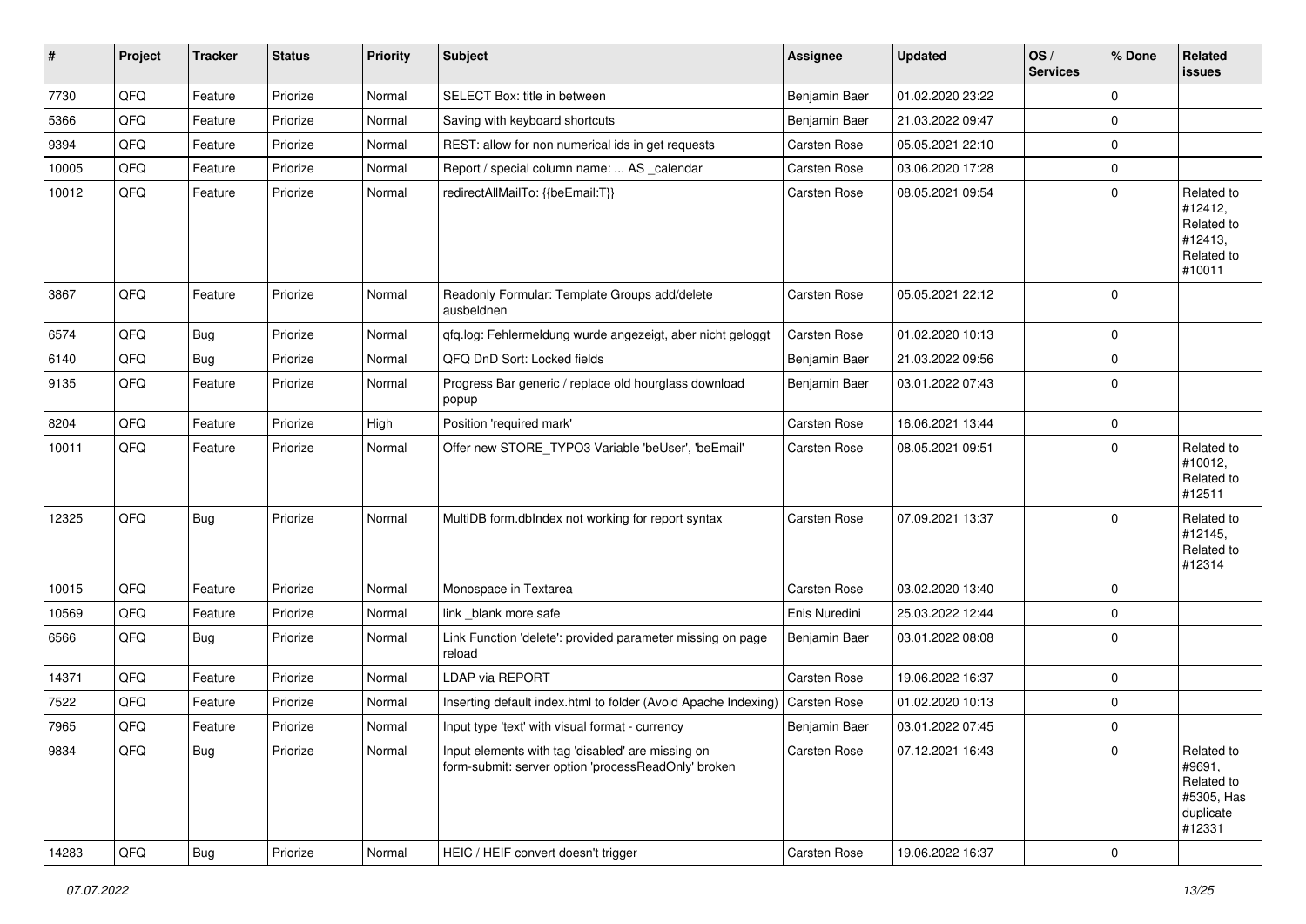| # | Project | Tracker | Status | Priority | Subject | Assignee | Updated | OS / Services | % Done | Related issues |
|---|---|---|---|---|---|---|---|---|---|---|
| 7730 | QFQ | Feature | Priorize | Normal | SELECT Box: title in between | Benjamin Baer | 01.02.2020 23:22 | | 0 | |
| 5366 | QFQ | Feature | Priorize | Normal | Saving with keyboard shortcuts | Benjamin Baer | 21.03.2022 09:47 | | 0 | |
| 9394 | QFQ | Feature | Priorize | Normal | REST: allow for non numerical ids in get requests | Carsten Rose | 05.05.2021 22:10 | | 0 | |
| 10005 | QFQ | Feature | Priorize | Normal | Report / special column name: ... AS _calendar | Carsten Rose | 03.06.2020 17:28 | | 0 | |
| 10012 | QFQ | Feature | Priorize | Normal | redirectAllMailTo: {{beEmail:T}} | Carsten Rose | 08.05.2021 09:54 | | 0 | Related to #12412, Related to #12413, Related to #10011 |
| 3867 | QFQ | Feature | Priorize | Normal | Readonly Formular: Template Groups add/delete ausbeldnen | Carsten Rose | 05.05.2021 22:12 | | 0 | |
| 6574 | QFQ | Bug | Priorize | Normal | qfq.log: Fehlermeldung wurde angezeigt, aber nicht geloggt | Carsten Rose | 01.02.2020 10:13 | | 0 | |
| 6140 | QFQ | Bug | Priorize | Normal | QFQ DnD Sort: Locked fields | Benjamin Baer | 21.03.2022 09:56 | | 0 | |
| 9135 | QFQ | Feature | Priorize | Normal | Progress Bar generic / replace old hourglass download popup | Benjamin Baer | 03.01.2022 07:43 | | 0 | |
| 8204 | QFQ | Feature | Priorize | High | Position 'required mark' | Carsten Rose | 16.06.2021 13:44 | | 0 | |
| 10011 | QFQ | Feature | Priorize | Normal | Offer new STORE_TYPO3 Variable 'beUser', 'beEmail' | Carsten Rose | 08.05.2021 09:51 | | 0 | Related to #10012, Related to #12511 |
| 12325 | QFQ | Bug | Priorize | Normal | MultiDB form.dbIndex not working for report syntax | Carsten Rose | 07.09.2021 13:37 | | 0 | Related to #12145, Related to #12314 |
| 10015 | QFQ | Feature | Priorize | Normal | Monospace in Textarea | Carsten Rose | 03.02.2020 13:40 | | 0 | |
| 10569 | QFQ | Feature | Priorize | Normal | link _blank more safe | Enis Nuredini | 25.03.2022 12:44 | | 0 | |
| 6566 | QFQ | Bug | Priorize | Normal | Link Function 'delete': provided parameter missing on page reload | Benjamin Baer | 03.01.2022 08:08 | | 0 | |
| 14371 | QFQ | Feature | Priorize | Normal | LDAP via REPORT | Carsten Rose | 19.06.2022 16:37 | | 0 | |
| 7522 | QFQ | Feature | Priorize | Normal | Inserting default index.html to folder (Avoid Apache Indexing) | Carsten Rose | 01.02.2020 10:13 | | 0 | |
| 7965 | QFQ | Feature | Priorize | Normal | Input type 'text' with visual format - currency | Benjamin Baer | 03.01.2022 07:45 | | 0 | |
| 9834 | QFQ | Bug | Priorize | Normal | Input elements with tag 'disabled' are missing on form-submit: server option 'processReadOnly' broken | Carsten Rose | 07.12.2021 16:43 | | 0 | Related to #9691, Related to #5305, Has duplicate #12331 |
| 14283 | QFQ | Bug | Priorize | Normal | HEIC / HEIF convert doesn't trigger | Carsten Rose | 19.06.2022 16:37 | | 0 | |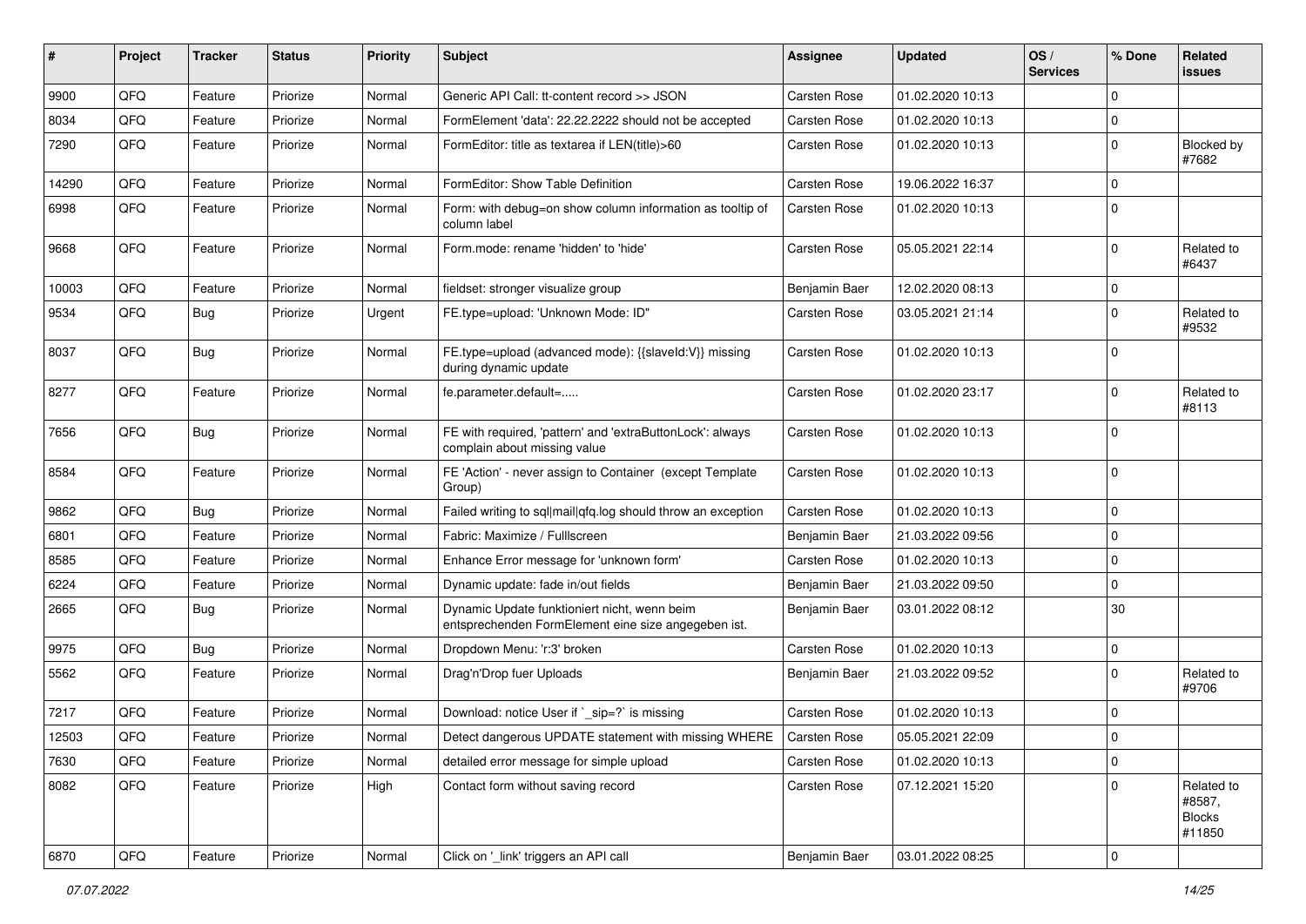| # | Project | Tracker | Status | Priority | Subject | Assignee | Updated | OS / Services | % Done | Related issues |
|---|---|---|---|---|---|---|---|---|---|---|
| 9900 | QFQ | Feature | Priorize | Normal | Generic API Call: tt-content record >> JSON | Carsten Rose | 01.02.2020 10:13 | | 0 | |
| 8034 | QFQ | Feature | Priorize | Normal | FormElement 'data': 22.22.2222 should not be accepted | Carsten Rose | 01.02.2020 10:13 | | 0 | |
| 7290 | QFQ | Feature | Priorize | Normal | FormEditor: title as textarea if LEN(title)>60 | Carsten Rose | 01.02.2020 10:13 | | 0 | Blocked by #7682 |
| 14290 | QFQ | Feature | Priorize | Normal | FormEditor: Show Table Definition | Carsten Rose | 19.06.2022 16:37 | | 0 | |
| 6998 | QFQ | Feature | Priorize | Normal | Form: with debug=on show column information as tooltip of column label | Carsten Rose | 01.02.2020 10:13 | | 0 | |
| 9668 | QFQ | Feature | Priorize | Normal | Form.mode: rename 'hidden' to 'hide' | Carsten Rose | 05.05.2021 22:14 | | 0 | Related to #6437 |
| 10003 | QFQ | Feature | Priorize | Normal | fieldset: stronger visualize group | Benjamin Baer | 12.02.2020 08:13 | | 0 | |
| 9534 | QFQ | Bug | Priorize | Urgent | FE.type=upload: 'Unknown Mode: ID" | Carsten Rose | 03.05.2021 21:14 | | 0 | Related to #9532 |
| 8037 | QFQ | Bug | Priorize | Normal | FE.type=upload (advanced mode): {{slaveId:V}} missing during dynamic update | Carsten Rose | 01.02.2020 10:13 | | 0 | |
| 8277 | QFQ | Feature | Priorize | Normal | fe.parameter.default=..... | Carsten Rose | 01.02.2020 23:17 | | 0 | Related to #8113 |
| 7656 | QFQ | Bug | Priorize | Normal | FE with required, 'pattern' and 'extraButtonLock': always complain about missing value | Carsten Rose | 01.02.2020 10:13 | | 0 | |
| 8584 | QFQ | Feature | Priorize | Normal | FE 'Action' - never assign to Container (except Template Group) | Carsten Rose | 01.02.2020 10:13 | | 0 | |
| 9862 | QFQ | Bug | Priorize | Normal | Failed writing to sql\|mail\|qfq.log should throw an exception | Carsten Rose | 01.02.2020 10:13 | | 0 | |
| 6801 | QFQ | Feature | Priorize | Normal | Fabric: Maximize / Fulllscreen | Benjamin Baer | 21.03.2022 09:56 | | 0 | |
| 8585 | QFQ | Feature | Priorize | Normal | Enhance Error message for 'unknown form' | Carsten Rose | 01.02.2020 10:13 | | 0 | |
| 6224 | QFQ | Feature | Priorize | Normal | Dynamic update: fade in/out fields | Benjamin Baer | 21.03.2022 09:50 | | 0 | |
| 2665 | QFQ | Bug | Priorize | Normal | Dynamic Update funktioniert nicht, wenn beim entsprechenden FormElement eine size angegeben ist. | Benjamin Baer | 03.01.2022 08:12 | | 30 | |
| 9975 | QFQ | Bug | Priorize | Normal | Dropdown Menu: 'r:3' broken | Carsten Rose | 01.02.2020 10:13 | | 0 | |
| 5562 | QFQ | Feature | Priorize | Normal | Drag'n'Drop fuer Uploads | Benjamin Baer | 21.03.2022 09:52 | | 0 | Related to #9706 |
| 7217 | QFQ | Feature | Priorize | Normal | Download: notice User if `_sip=?` is missing | Carsten Rose | 01.02.2020 10:13 | | 0 | |
| 12503 | QFQ | Feature | Priorize | Normal | Detect dangerous UPDATE statement with missing WHERE | Carsten Rose | 05.05.2021 22:09 | | 0 | |
| 7630 | QFQ | Feature | Priorize | Normal | detailed error message for simple upload | Carsten Rose | 01.02.2020 10:13 | | 0 | |
| 8082 | QFQ | Feature | Priorize | High | Contact form without saving record | Carsten Rose | 07.12.2021 15:20 | | 0 | Related to #8587, Blocks #11850 |
| 6870 | QFQ | Feature | Priorize | Normal | Click on '_link' triggers an API call | Benjamin Baer | 03.01.2022 08:25 | | 0 | |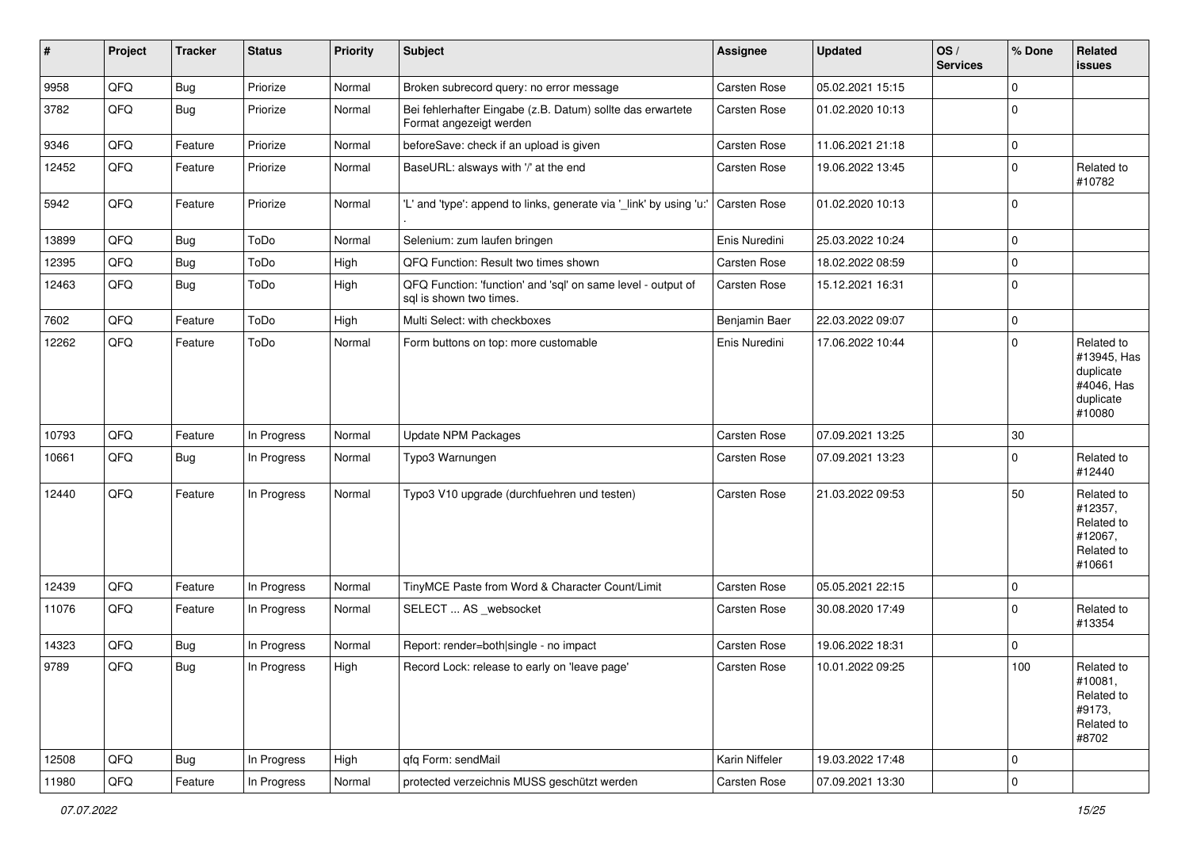| # | Project | Tracker | Status | Priority | Subject | Assignee | Updated | OS / Services | % Done | Related issues |
|---|---|---|---|---|---|---|---|---|---|---|
| 9958 | QFQ | Bug | Priorize | Normal | Broken subrecord query: no error message | Carsten Rose | 05.02.2021 15:15 | | 0 | |
| 3782 | QFQ | Bug | Priorize | Normal | Bei fehlerhafter Eingabe (z.B. Datum) sollte das erwartete Format angezeigt werden | Carsten Rose | 01.02.2020 10:13 | | 0 | |
| 9346 | QFQ | Feature | Priorize | Normal | beforeSave: check if an upload is given | Carsten Rose | 11.06.2021 21:18 | | 0 | |
| 12452 | QFQ | Feature | Priorize | Normal | BaseURL: alsways with '/' at the end | Carsten Rose | 19.06.2022 13:45 | | 0 | Related to #10782 |
| 5942 | QFQ | Feature | Priorize | Normal | 'L' and 'type': append to links, generate via '_link' by using 'u:' . | Carsten Rose | 01.02.2020 10:13 | | 0 | |
| 13899 | QFQ | Bug | ToDo | Normal | Selenium: zum laufen bringen | Enis Nuredini | 25.03.2022 10:24 | | 0 | |
| 12395 | QFQ | Bug | ToDo | High | QFQ Function: Result two times shown | Carsten Rose | 18.02.2022 08:59 | | 0 | |
| 12463 | QFQ | Bug | ToDo | High | QFQ Function: 'function' and 'sql' on same level - output of sql is shown two times. | Carsten Rose | 15.12.2021 16:31 | | 0 | |
| 7602 | QFQ | Feature | ToDo | High | Multi Select: with checkboxes | Benjamin Baer | 22.03.2022 09:07 | | 0 | |
| 12262 | QFQ | Feature | ToDo | Normal | Form buttons on top: more customable | Enis Nuredini | 17.06.2022 10:44 | | 0 | Related to #13945, Has duplicate #4046, Has duplicate #10080 |
| 10793 | QFQ | Feature | In Progress | Normal | Update NPM Packages | Carsten Rose | 07.09.2021 13:25 | | 30 | |
| 10661 | QFQ | Bug | In Progress | Normal | Typo3 Warnungen | Carsten Rose | 07.09.2021 13:23 | | 0 | Related to #12440 |
| 12440 | QFQ | Feature | In Progress | Normal | Typo3 V10 upgrade (durchfuehren und testen) | Carsten Rose | 21.03.2022 09:53 | | 50 | Related to #12357, Related to #12067, Related to #10661 |
| 12439 | QFQ | Feature | In Progress | Normal | TinyMCE Paste from Word & Character Count/Limit | Carsten Rose | 05.05.2021 22:15 | | 0 | |
| 11076 | QFQ | Feature | In Progress | Normal | SELECT ... AS _websocket | Carsten Rose | 30.08.2020 17:49 | | 0 | Related to #13354 |
| 14323 | QFQ | Bug | In Progress | Normal | Report: render=both\|single - no impact | Carsten Rose | 19.06.2022 18:31 | | 0 | |
| 9789 | QFQ | Bug | In Progress | High | Record Lock: release to early on 'leave page' | Carsten Rose | 10.01.2022 09:25 | | 100 | Related to #10081, Related to #9173, Related to #8702 |
| 12508 | QFQ | Bug | In Progress | High | qfq Form: sendMail | Karin Niffeler | 19.03.2022 17:48 | | 0 | |
| 11980 | QFQ | Feature | In Progress | Normal | protected verzeichnis MUSS geschützt werden | Carsten Rose | 07.09.2021 13:30 | | 0 | |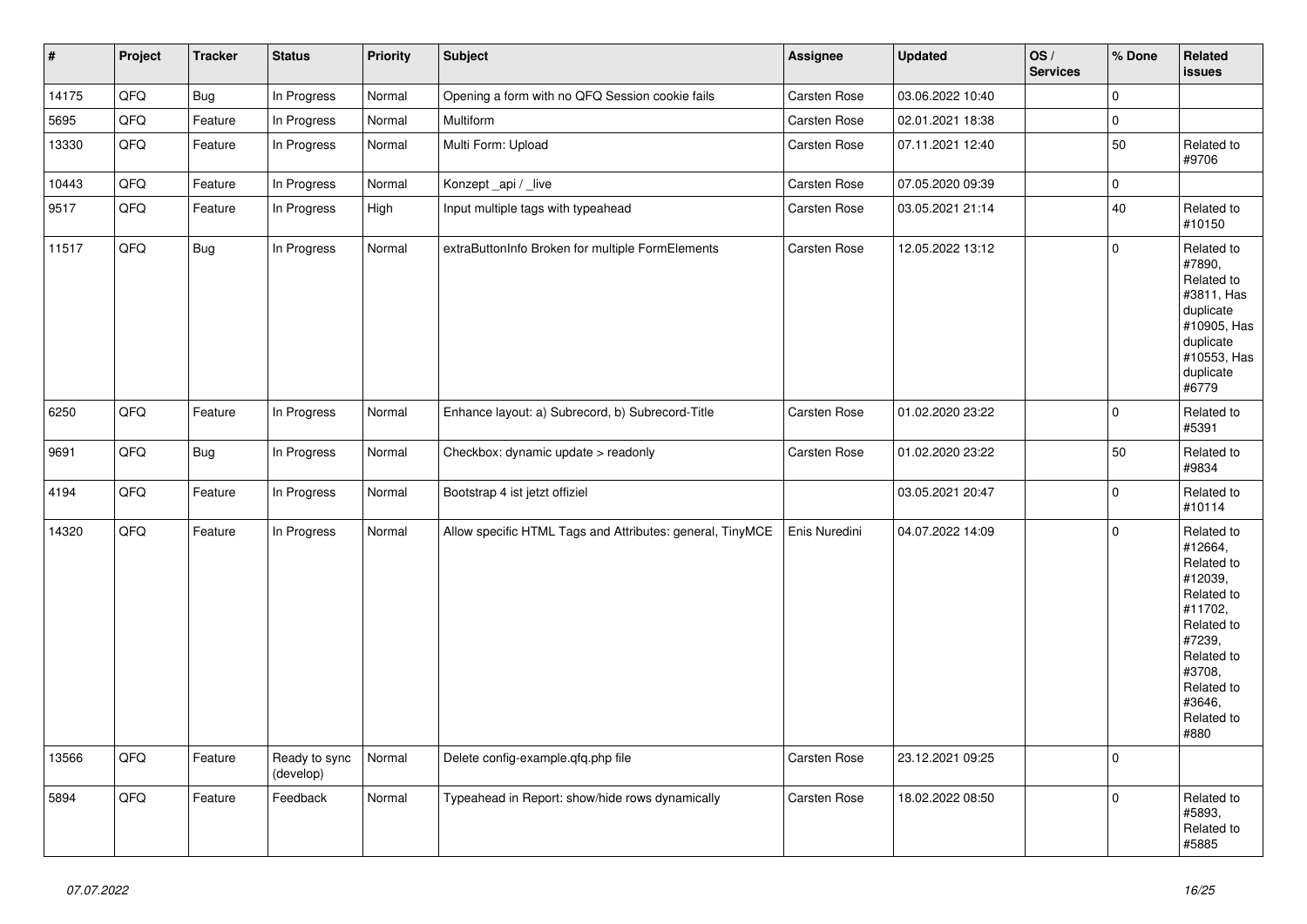| # | Project | Tracker | Status | Priority | Subject | Assignee | Updated | OS / Services | % Done | Related issues |
|---|---|---|---|---|---|---|---|---|---|---|
| 14175 | QFQ | Bug | In Progress | Normal | Opening a form with no QFQ Session cookie fails | Carsten Rose | 03.06.2022 10:40 | | 0 | |
| 5695 | QFQ | Feature | In Progress | Normal | Multiform | Carsten Rose | 02.01.2021 18:38 | | 0 | |
| 13330 | QFQ | Feature | In Progress | Normal | Multi Form: Upload | Carsten Rose | 07.11.2021 12:40 | | 50 | Related to #9706 |
| 10443 | QFQ | Feature | In Progress | Normal | Konzept _api / _live | Carsten Rose | 07.05.2020 09:39 | | 0 | |
| 9517 | QFQ | Feature | In Progress | High | Input multiple tags with typeahead | Carsten Rose | 03.05.2021 21:14 | | 40 | Related to #10150 |
| 11517 | QFQ | Bug | In Progress | Normal | extraButtonInfo Broken for multiple FormElements | Carsten Rose | 12.05.2022 13:12 | | 0 | Related to #7890, Related to #3811, Has duplicate #10905, Has duplicate #10553, Has duplicate #6779 |
| 6250 | QFQ | Feature | In Progress | Normal | Enhance layout: a) Subrecord, b) Subrecord-Title | Carsten Rose | 01.02.2020 23:22 | | 0 | Related to #5391 |
| 9691 | QFQ | Bug | In Progress | Normal | Checkbox: dynamic update > readonly | Carsten Rose | 01.02.2020 23:22 | | 50 | Related to #9834 |
| 4194 | QFQ | Feature | In Progress | Normal | Bootstrap 4 ist jetzt offiziel | | 03.05.2021 20:47 | | 0 | Related to #10114 |
| 14320 | QFQ | Feature | In Progress | Normal | Allow specific HTML Tags and Attributes: general, TinyMCE | Enis Nuredini | 04.07.2022 14:09 | | 0 | Related to #12664, Related to #12039, Related to #11702, Related to #7239, Related to #3708, Related to #3646, Related to #880 |
| 13566 | QFQ | Feature | Ready to sync (develop) | Normal | Delete config-example.qfq.php file | Carsten Rose | 23.12.2021 09:25 | | 0 | |
| 5894 | QFQ | Feature | Feedback | Normal | Typeahead in Report: show/hide rows dynamically | Carsten Rose | 18.02.2022 08:50 | | 0 | Related to #5893, Related to #5885 |

*07.07.2022*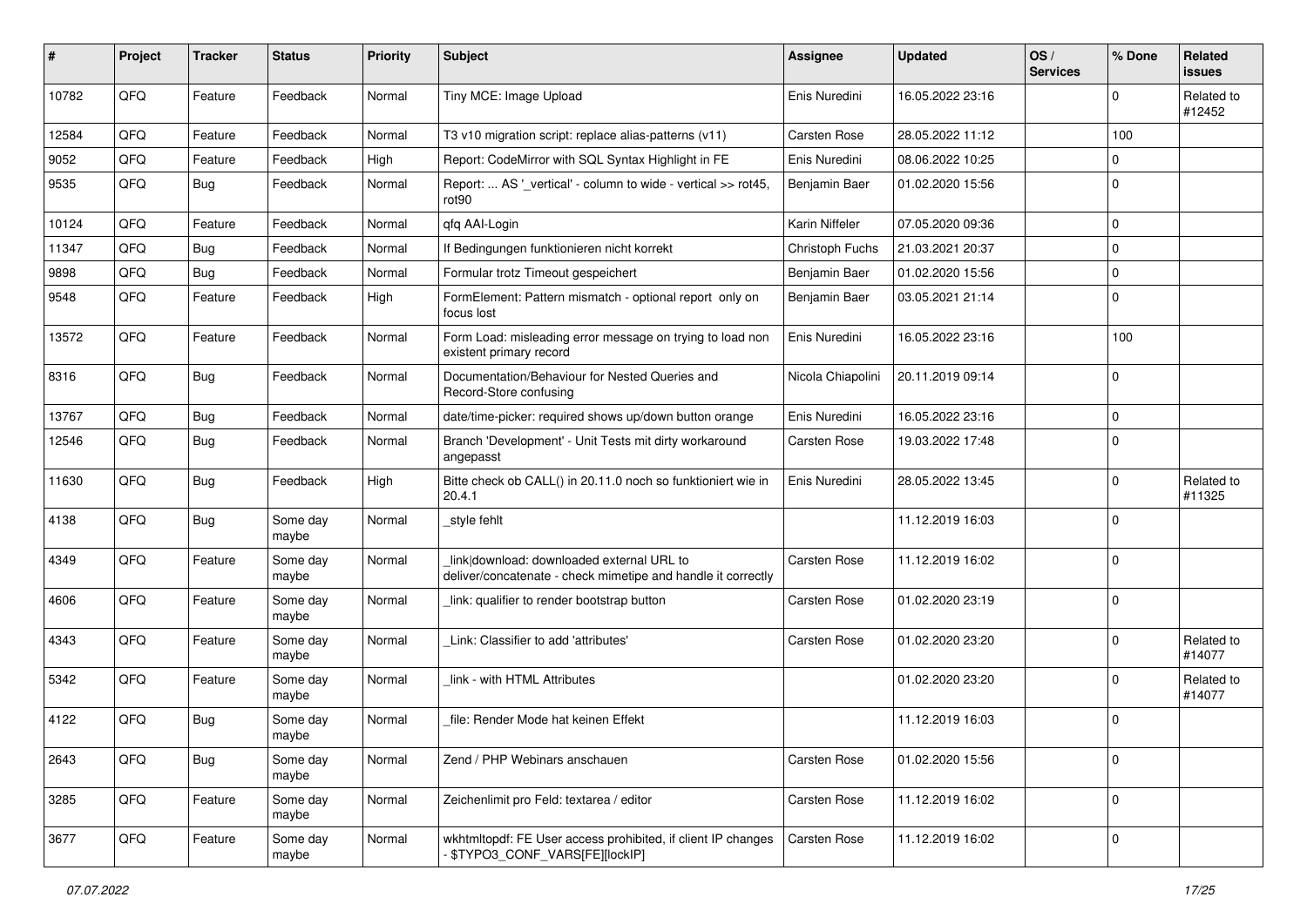| # | Project | Tracker | Status | Priority | Subject | Assignee | Updated | OS / Services | % Done | Related issues |
|---|---|---|---|---|---|---|---|---|---|---|
| 10782 | QFQ | Feature | Feedback | Normal | Tiny MCE: Image Upload | Enis Nuredini | 16.05.2022 23:16 | | 0 | Related to #12452 |
| 12584 | QFQ | Feature | Feedback | Normal | T3 v10 migration script: replace alias-patterns (v11) | Carsten Rose | 28.05.2022 11:12 | | 100 | |
| 9052 | QFQ | Feature | Feedback | High | Report: CodeMirror with SQL Syntax Highlight in FE | Enis Nuredini | 08.06.2022 10:25 | | 0 | |
| 9535 | QFQ | Bug | Feedback | Normal | Report: ... AS '_vertical' - column to wide - vertical >> rot45, rot90 | Benjamin Baer | 01.02.2020 15:56 | | 0 | |
| 10124 | QFQ | Feature | Feedback | Normal | qfq AAI-Login | Karin Niffeler | 07.05.2020 09:36 | | 0 | |
| 11347 | QFQ | Bug | Feedback | Normal | If Bedingungen funktionieren nicht korrekt | Christoph Fuchs | 21.03.2021 20:37 | | 0 | |
| 9898 | QFQ | Bug | Feedback | Normal | Formular trotz Timeout gespeichert | Benjamin Baer | 01.02.2020 15:56 | | 0 | |
| 9548 | QFQ | Feature | Feedback | High | FormElement: Pattern mismatch - optional report only on focus lost | Benjamin Baer | 03.05.2021 21:14 | | 0 | |
| 13572 | QFQ | Feature | Feedback | Normal | Form Load: misleading error message on trying to load non existent primary record | Enis Nuredini | 16.05.2022 23:16 | | 100 | |
| 8316 | QFQ | Bug | Feedback | Normal | Documentation/Behaviour for Nested Queries and Record-Store confusing | Nicola Chiapolini | 20.11.2019 09:14 | | 0 | |
| 13767 | QFQ | Bug | Feedback | Normal | date/time-picker: required shows up/down button orange | Enis Nuredini | 16.05.2022 23:16 | | 0 | |
| 12546 | QFQ | Bug | Feedback | Normal | Branch 'Development' - Unit Tests mit dirty workaround angepasst | Carsten Rose | 19.03.2022 17:48 | | 0 | |
| 11630 | QFQ | Bug | Feedback | High | Bitte check ob CALL() in 20.11.0 noch so funktioniert wie in 20.4.1 | Enis Nuredini | 28.05.2022 13:45 | | 0 | Related to #11325 |
| 4138 | QFQ | Bug | Some day maybe | Normal | _style fehlt | | 11.12.2019 16:03 | | 0 | |
| 4349 | QFQ | Feature | Some day maybe | Normal | _link\|download: downloaded external URL to deliver/concatenate - check mimetipe and handle it correctly | Carsten Rose | 11.12.2019 16:02 | | 0 | |
| 4606 | QFQ | Feature | Some day maybe | Normal | _link: qualifier to render bootstrap button | Carsten Rose | 01.02.2020 23:19 | | 0 | |
| 4343 | QFQ | Feature | Some day maybe | Normal | _Link: Classifier to add 'attributes' | Carsten Rose | 01.02.2020 23:20 | | 0 | Related to #14077 |
| 5342 | QFQ | Feature | Some day maybe | Normal | _link - with HTML Attributes | | 01.02.2020 23:20 | | 0 | Related to #14077 |
| 4122 | QFQ | Bug | Some day maybe | Normal | _file: Render Mode hat keinen Effekt | | 11.12.2019 16:03 | | 0 | |
| 2643 | QFQ | Bug | Some day maybe | Normal | Zend / PHP Webinars anschauen | Carsten Rose | 01.02.2020 15:56 | | 0 | |
| 3285 | QFQ | Feature | Some day maybe | Normal | Zeichenlimit pro Feld: textarea / editor | Carsten Rose | 11.12.2019 16:02 | | 0 | |
| 3677 | QFQ | Feature | Some day maybe | Normal | wkhtmltopdf: FE User access prohibited, if client IP changes - $TYPO3_CONF_VARS[FE][lockIP] | Carsten Rose | 11.12.2019 16:02 | | 0 | |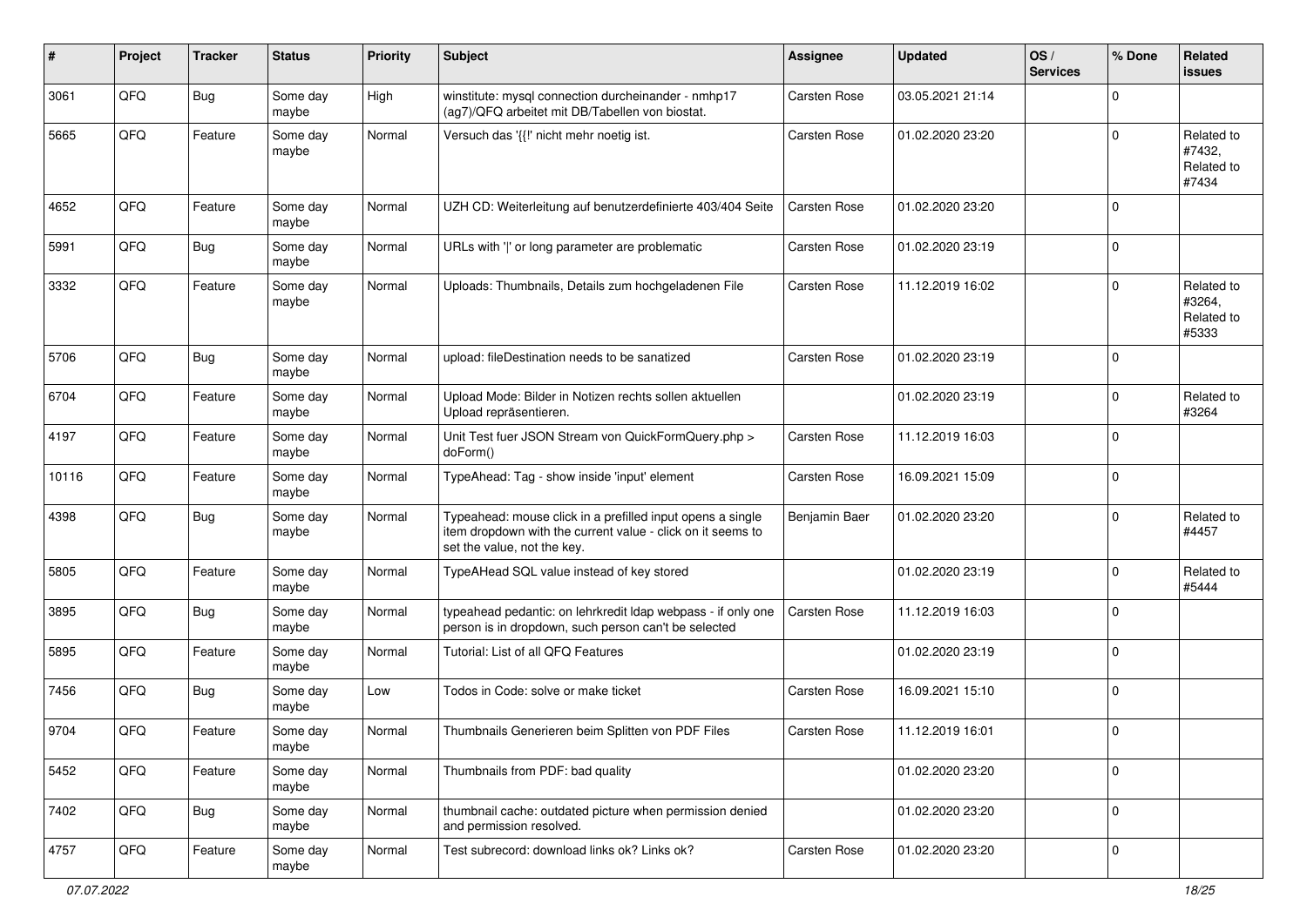| # | Project | Tracker | Status | Priority | Subject | Assignee | Updated | OS / Services | % Done | Related issues |
|---|---|---|---|---|---|---|---|---|---|---|
| 3061 | QFQ | Bug | Some day maybe | High | winstitute: mysql connection durcheinander - nmhp17 (ag7)/QFQ arbeitet mit DB/Tabellen von biostat. | Carsten Rose | 03.05.2021 21:14 | | 0 | |
| 5665 | QFQ | Feature | Some day maybe | Normal | Versuch das '{{!' nicht mehr noetig ist. | Carsten Rose | 01.02.2020 23:20 | | 0 | Related to #7432, Related to #7434 |
| 4652 | QFQ | Feature | Some day maybe | Normal | UZH CD: Weiterleitung auf benutzerdefinierte 403/404 Seite | Carsten Rose | 01.02.2020 23:20 | | 0 | |
| 5991 | QFQ | Bug | Some day maybe | Normal | URLs with '\|' or long parameter are problematic | Carsten Rose | 01.02.2020 23:19 | | 0 | |
| 3332 | QFQ | Feature | Some day maybe | Normal | Uploads: Thumbnails, Details zum hochgeladenen File | Carsten Rose | 11.12.2019 16:02 | | 0 | Related to #3264, Related to #5333 |
| 5706 | QFQ | Bug | Some day maybe | Normal | upload: fileDestination needs to be sanatized | Carsten Rose | 01.02.2020 23:19 | | 0 | |
| 6704 | QFQ | Feature | Some day maybe | Normal | Upload Mode: Bilder in Notizen rechts sollen aktuellen Upload repräsentieren. | | 01.02.2020 23:19 | | 0 | Related to #3264 |
| 4197 | QFQ | Feature | Some day maybe | Normal | Unit Test fuer JSON Stream von QuickFormQuery.php > doForm() | Carsten Rose | 11.12.2019 16:03 | | 0 | |
| 10116 | QFQ | Feature | Some day maybe | Normal | TypeAhead: Tag - show inside 'input' element | Carsten Rose | 16.09.2021 15:09 | | 0 | |
| 4398 | QFQ | Bug | Some day maybe | Normal | Typeahead: mouse click in a prefilled input opens a single item dropdown with the current value - click on it seems to set the value, not the key. | Benjamin Baer | 01.02.2020 23:20 | | 0 | Related to #4457 |
| 5805 | QFQ | Feature | Some day maybe | Normal | TypeAHead SQL value instead of key stored | | 01.02.2020 23:19 | | 0 | Related to #5444 |
| 3895 | QFQ | Bug | Some day maybe | Normal | typeahead pedantic: on lehrkredit ldap webpass - if only one person is in dropdown, such person can't be selected | Carsten Rose | 11.12.2019 16:03 | | 0 | |
| 5895 | QFQ | Feature | Some day maybe | Normal | Tutorial: List of all QFQ Features | | 01.02.2020 23:19 | | 0 | |
| 7456 | QFQ | Bug | Some day maybe | Low | Todos in Code: solve or make ticket | Carsten Rose | 16.09.2021 15:10 | | 0 | |
| 9704 | QFQ | Feature | Some day maybe | Normal | Thumbnails Generieren beim Splitten von PDF Files | Carsten Rose | 11.12.2019 16:01 | | 0 | |
| 5452 | QFQ | Feature | Some day maybe | Normal | Thumbnails from PDF: bad quality | | 01.02.2020 23:20 | | 0 | |
| 7402 | QFQ | Bug | Some day maybe | Normal | thumbnail cache: outdated picture when permission denied and permission resolved. | | 01.02.2020 23:20 | | 0 | |
| 4757 | QFQ | Feature | Some day maybe | Normal | Test subrecord: download links ok? Links ok? | Carsten Rose | 01.02.2020 23:20 | | 0 | |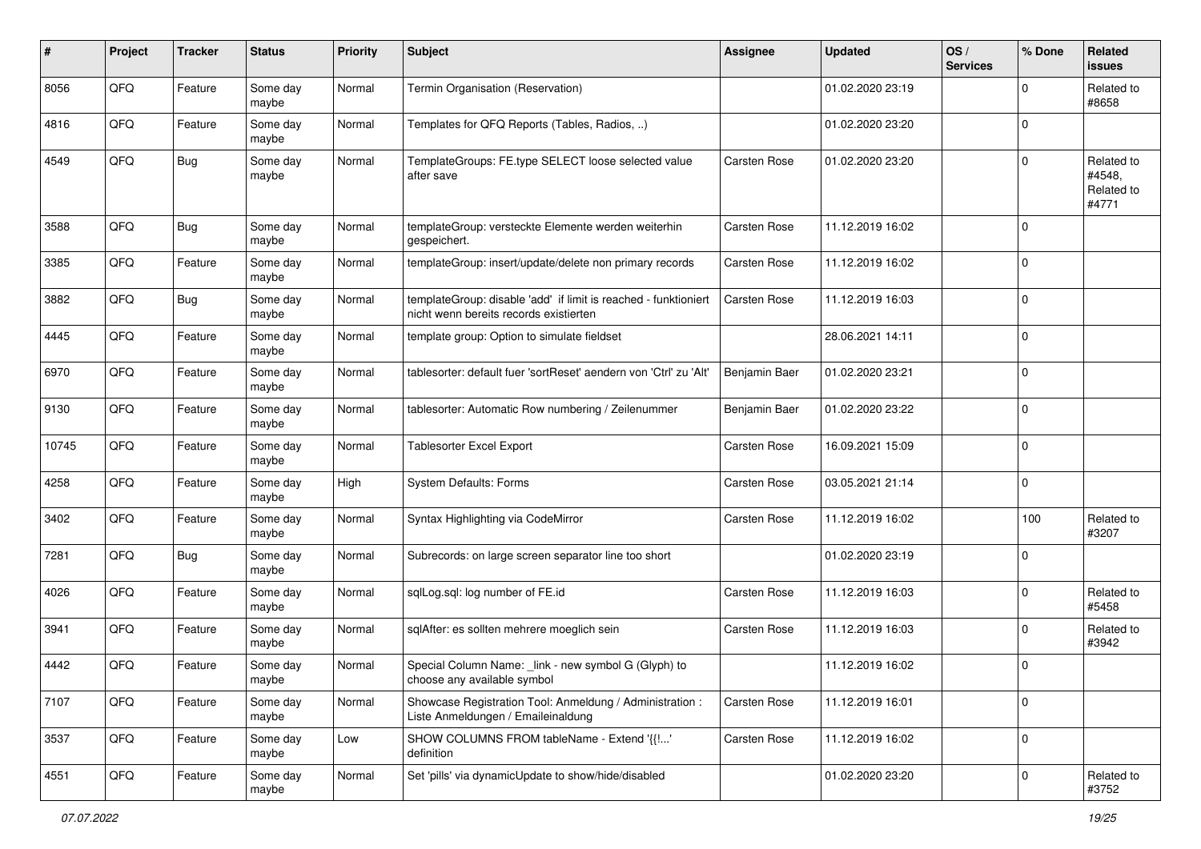| # | Project | Tracker | Status | Priority | Subject | Assignee | Updated | OS / Services | % Done | Related issues |
|---|---|---|---|---|---|---|---|---|---|---|
| 8056 | QFQ | Feature | Some day maybe | Normal | Termin Organisation (Reservation) | | 01.02.2020 23:19 | | 0 | Related to #8658 |
| 4816 | QFQ | Feature | Some day maybe | Normal | Templates for QFQ Reports (Tables, Radios, ..) | | 01.02.2020 23:20 | | 0 | |
| 4549 | QFQ | Bug | Some day maybe | Normal | TemplateGroups: FE.type SELECT loose selected value after save | Carsten Rose | 01.02.2020 23:20 | | 0 | Related to #4548, Related to #4771 |
| 3588 | QFQ | Bug | Some day maybe | Normal | templateGroup: versteckte Elemente werden weiterhin gespeichert. | Carsten Rose | 11.12.2019 16:02 | | 0 | |
| 3385 | QFQ | Feature | Some day maybe | Normal | templateGroup: insert/update/delete non primary records | Carsten Rose | 11.12.2019 16:02 | | 0 | |
| 3882 | QFQ | Bug | Some day maybe | Normal | templateGroup: disable 'add' if limit is reached - funktioniert nicht wenn bereits records existierten | Carsten Rose | 11.12.2019 16:03 | | 0 | |
| 4445 | QFQ | Feature | Some day maybe | Normal | template group: Option to simulate fieldset | | 28.06.2021 14:11 | | 0 | |
| 6970 | QFQ | Feature | Some day maybe | Normal | tablesorter: default fuer 'sortReset' aendern von 'Ctrl' zu 'Alt' | Benjamin Baer | 01.02.2020 23:21 | | 0 | |
| 9130 | QFQ | Feature | Some day maybe | Normal | tablesorter: Automatic Row numbering / Zeilenummer | Benjamin Baer | 01.02.2020 23:22 | | 0 | |
| 10745 | QFQ | Feature | Some day maybe | Normal | Tablesorter Excel Export | Carsten Rose | 16.09.2021 15:09 | | 0 | |
| 4258 | QFQ | Feature | Some day maybe | High | System Defaults: Forms | Carsten Rose | 03.05.2021 21:14 | | 0 | |
| 3402 | QFQ | Feature | Some day maybe | Normal | Syntax Highlighting via CodeMirror | Carsten Rose | 11.12.2019 16:02 | | 100 | Related to #3207 |
| 7281 | QFQ | Bug | Some day maybe | Normal | Subrecords: on large screen separator line too short | | 01.02.2020 23:19 | | 0 | |
| 4026 | QFQ | Feature | Some day maybe | Normal | sqlLog.sql: log number of FE.id | Carsten Rose | 11.12.2019 16:03 | | 0 | Related to #5458 |
| 3941 | QFQ | Feature | Some day maybe | Normal | sqlAfter: es sollten mehrere moeglich sein | Carsten Rose | 11.12.2019 16:03 | | 0 | Related to #3942 |
| 4442 | QFQ | Feature | Some day maybe | Normal | Special Column Name: _link - new symbol G (Glyph) to choose any available symbol | | 11.12.2019 16:02 | | 0 | |
| 7107 | QFQ | Feature | Some day maybe | Normal | Showcase Registration Tool: Anmeldung / Administration : Liste Anmeldungen / Emaileinaldung | Carsten Rose | 11.12.2019 16:01 | | 0 | |
| 3537 | QFQ | Feature | Some day maybe | Low | SHOW COLUMNS FROM tableName - Extend '{{!...' definition | Carsten Rose | 11.12.2019 16:02 | | 0 | |
| 4551 | QFQ | Feature | Some day maybe | Normal | Set 'pills' via dynamicUpdate to show/hide/disabled | | 01.02.2020 23:20 | | 0 | Related to #3752 |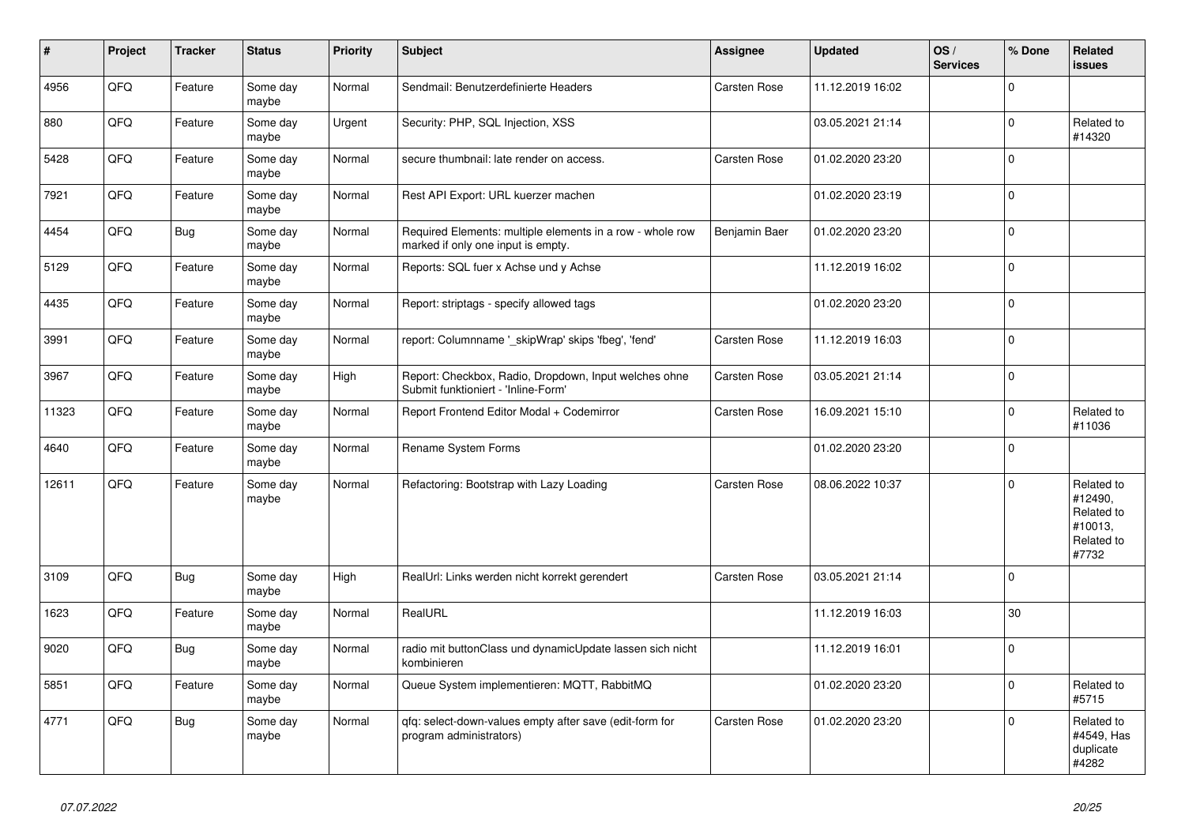| # | Project | Tracker | Status | Priority | Subject | Assignee | Updated | OS / Services | % Done | Related issues |
|---|---|---|---|---|---|---|---|---|---|---|
| 4956 | QFQ | Feature | Some day maybe | Normal | Sendmail: Benutzerdefinierte Headers | Carsten Rose | 11.12.2019 16:02 | | 0 | |
| 880 | QFQ | Feature | Some day maybe | Urgent | Security: PHP, SQL Injection, XSS | | 03.05.2021 21:14 | | 0 | Related to #14320 |
| 5428 | QFQ | Feature | Some day maybe | Normal | secure thumbnail: late render on access. | Carsten Rose | 01.02.2020 23:20 | | 0 | |
| 7921 | QFQ | Feature | Some day maybe | Normal | Rest API Export: URL kuerzer machen | | 01.02.2020 23:19 | | 0 | |
| 4454 | QFQ | Bug | Some day maybe | Normal | Required Elements: multiple elements in a row - whole row marked if only one input is empty. | Benjamin Baer | 01.02.2020 23:20 | | 0 | |
| 5129 | QFQ | Feature | Some day maybe | Normal | Reports: SQL fuer x Achse und y Achse | | 11.12.2019 16:02 | | 0 | |
| 4435 | QFQ | Feature | Some day maybe | Normal | Report: striptags - specify allowed tags | | 01.02.2020 23:20 | | 0 | |
| 3991 | QFQ | Feature | Some day maybe | Normal | report: Columnname '_skipWrap' skips 'fbeg', 'fend' | Carsten Rose | 11.12.2019 16:03 | | 0 | |
| 3967 | QFQ | Feature | Some day maybe | High | Report: Checkbox, Radio, Dropdown, Input welches ohne Submit funktioniert - 'Inline-Form' | Carsten Rose | 03.05.2021 21:14 | | 0 | |
| 11323 | QFQ | Feature | Some day maybe | Normal | Report Frontend Editor Modal + Codemirror | Carsten Rose | 16.09.2021 15:10 | | 0 | Related to #11036 |
| 4640 | QFQ | Feature | Some day maybe | Normal | Rename System Forms | | 01.02.2020 23:20 | | 0 | |
| 12611 | QFQ | Feature | Some day maybe | Normal | Refactoring: Bootstrap with Lazy Loading | Carsten Rose | 08.06.2022 10:37 | | 0 | Related to #12490, Related to #10013, Related to #7732 |
| 3109 | QFQ | Bug | Some day maybe | High | RealUrl: Links werden nicht korrekt gerendert | Carsten Rose | 03.05.2021 21:14 | | 0 | |
| 1623 | QFQ | Feature | Some day maybe | Normal | RealURL | | 11.12.2019 16:03 | | 30 | |
| 9020 | QFQ | Bug | Some day maybe | Normal | radio mit buttonClass und dynamicUpdate lassen sich nicht kombinieren | | 11.12.2019 16:01 | | 0 | |
| 5851 | QFQ | Feature | Some day maybe | Normal | Queue System implementieren: MQTT, RabbitMQ | | 01.02.2020 23:20 | | 0 | Related to #5715 |
| 4771 | QFQ | Bug | Some day maybe | Normal | qfq: select-down-values empty after save (edit-form for program administrators) | Carsten Rose | 01.02.2020 23:20 | | 0 | Related to #4549, Has duplicate #4282 |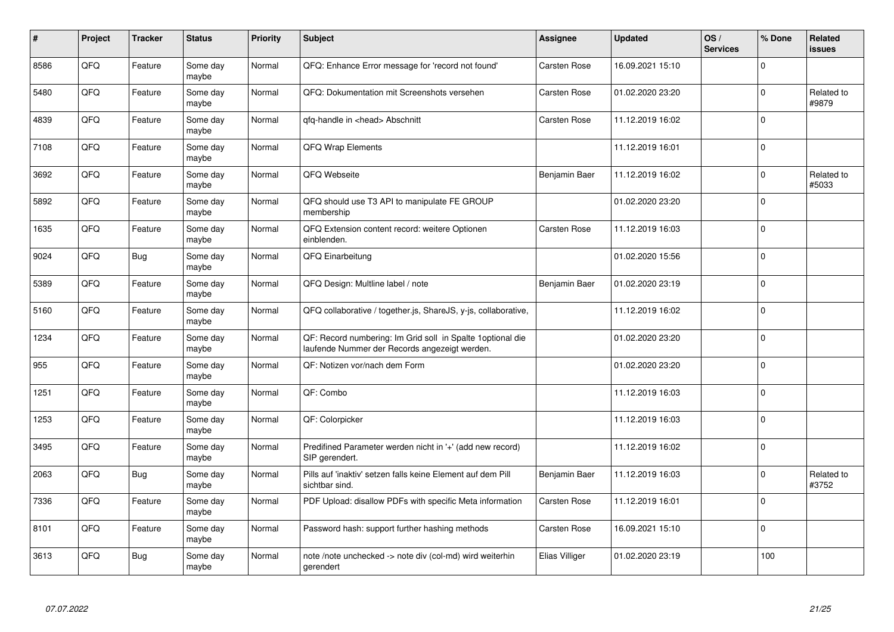| # | Project | Tracker | Status | Priority | Subject | Assignee | Updated | OS / Services | % Done | Related issues |
|---|---|---|---|---|---|---|---|---|---|---|
| 8586 | QFQ | Feature | Some day maybe | Normal | QFQ: Enhance Error message for 'record not found' | Carsten Rose | 16.09.2021 15:10 | | 0 | |
| 5480 | QFQ | Feature | Some day maybe | Normal | QFQ: Dokumentation mit Screenshots versehen | Carsten Rose | 01.02.2020 23:20 | | 0 | Related to #9879 |
| 4839 | QFQ | Feature | Some day maybe | Normal | qfq-handle in <head> Abschnitt | Carsten Rose | 11.12.2019 16:02 | | 0 | |
| 7108 | QFQ | Feature | Some day maybe | Normal | QFQ Wrap Elements | | 11.12.2019 16:01 | | 0 | |
| 3692 | QFQ | Feature | Some day maybe | Normal | QFQ Webseite | Benjamin Baer | 11.12.2019 16:02 | | 0 | Related to #5033 |
| 5892 | QFQ | Feature | Some day maybe | Normal | QFQ should use T3 API to manipulate FE GROUP membership | | 01.02.2020 23:20 | | 0 | |
| 1635 | QFQ | Feature | Some day maybe | Normal | QFQ Extension content record: weitere Optionen einblenden. | Carsten Rose | 11.12.2019 16:03 | | 0 | |
| 9024 | QFQ | Bug | Some day maybe | Normal | QFQ Einarbeitung | | 01.02.2020 15:56 | | 0 | |
| 5389 | QFQ | Feature | Some day maybe | Normal | QFQ Design: Multline label / note | Benjamin Baer | 01.02.2020 23:19 | | 0 | |
| 5160 | QFQ | Feature | Some day maybe | Normal | QFQ collaborative / together.js, ShareJS, y-js, collaborative, | | 11.12.2019 16:02 | | 0 | |
| 1234 | QFQ | Feature | Some day maybe | Normal | QF: Record numbering: Im Grid soll in Spalte 1optional die laufende Nummer der Records angezeigt werden. | | 01.02.2020 23:20 | | 0 | |
| 955 | QFQ | Feature | Some day maybe | Normal | QF: Notizen vor/nach dem Form | | 01.02.2020 23:20 | | 0 | |
| 1251 | QFQ | Feature | Some day maybe | Normal | QF: Combo | | 11.12.2019 16:03 | | 0 | |
| 1253 | QFQ | Feature | Some day maybe | Normal | QF: Colorpicker | | 11.12.2019 16:03 | | 0 | |
| 3495 | QFQ | Feature | Some day maybe | Normal | Predifined Parameter werden nicht in '+' (add new record) SIP gerendert. | | 11.12.2019 16:02 | | 0 | |
| 2063 | QFQ | Bug | Some day maybe | Normal | Pills auf 'inaktiv' setzen falls keine Element auf dem Pill sichtbar sind. | Benjamin Baer | 11.12.2019 16:03 | | 0 | Related to #3752 |
| 7336 | QFQ | Feature | Some day maybe | Normal | PDF Upload: disallow PDFs with specific Meta information | Carsten Rose | 11.12.2019 16:01 | | 0 | |
| 8101 | QFQ | Feature | Some day maybe | Normal | Password hash: support further hashing methods | Carsten Rose | 16.09.2021 15:10 | | 0 | |
| 3613 | QFQ | Bug | Some day maybe | Normal | note /note unchecked -> note div (col-md) wird weiterhin gerendert | Elias Villiger | 01.02.2020 23:19 | | 100 | |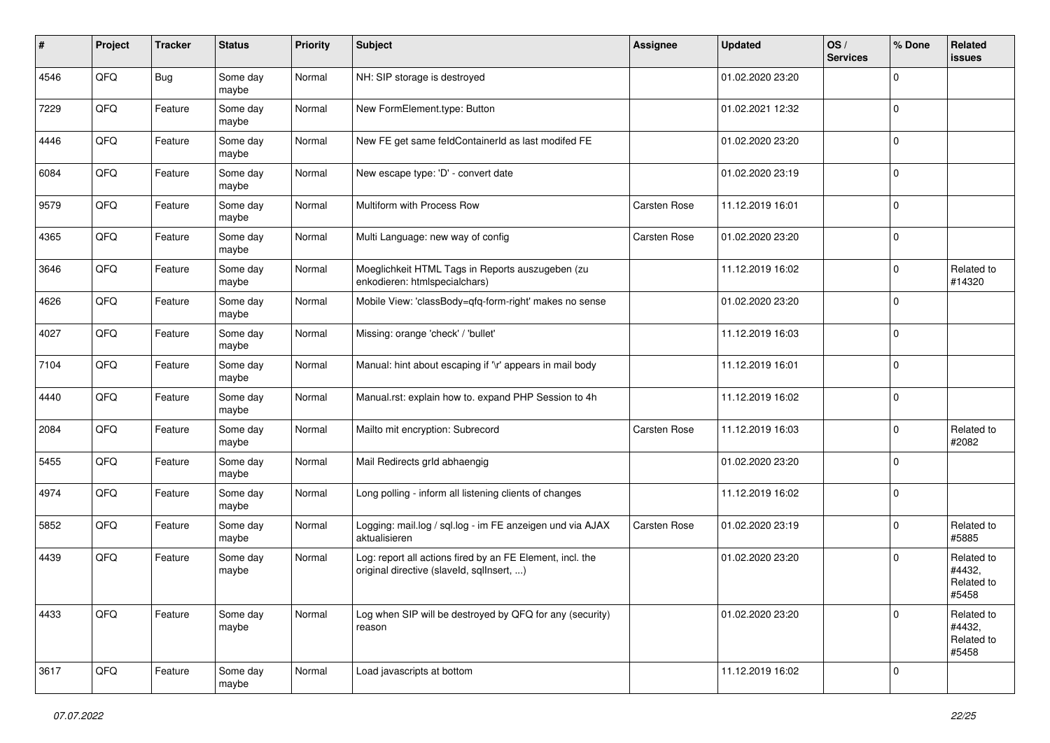| # | Project | Tracker | Status | Priority | Subject | Assignee | Updated | OS / Services | % Done | Related issues |
|---|---|---|---|---|---|---|---|---|---|---|
| 4546 | QFQ | Bug | Some day maybe | Normal | NH: SIP storage is destroyed | | 01.02.2020 23:20 | | 0 | |
| 7229 | QFQ | Feature | Some day maybe | Normal | New FormElement.type: Button | | 01.02.2021 12:32 | | 0 | |
| 4446 | QFQ | Feature | Some day maybe | Normal | New FE get same feldContainerId as last modifed FE | | 01.02.2020 23:20 | | 0 | |
| 6084 | QFQ | Feature | Some day maybe | Normal | New escape type: 'D' - convert date | | 01.02.2020 23:19 | | 0 | |
| 9579 | QFQ | Feature | Some day maybe | Normal | Multiform with Process Row | Carsten Rose | 11.12.2019 16:01 | | 0 | |
| 4365 | QFQ | Feature | Some day maybe | Normal | Multi Language: new way of config | Carsten Rose | 01.02.2020 23:20 | | 0 | |
| 3646 | QFQ | Feature | Some day maybe | Normal | Moeglichkeit HTML Tags in Reports auszugeben (zu enkodieren: htmlspecialchars) | | 11.12.2019 16:02 | | 0 | Related to #14320 |
| 4626 | QFQ | Feature | Some day maybe | Normal | Mobile View: 'classBody=qfq-form-right' makes no sense | | 01.02.2020 23:20 | | 0 | |
| 4027 | QFQ | Feature | Some day maybe | Normal | Missing: orange 'check' / 'bullet' | | 11.12.2019 16:03 | | 0 | |
| 7104 | QFQ | Feature | Some day maybe | Normal | Manual: hint about escaping if '\r' appears in mail body | | 11.12.2019 16:01 | | 0 | |
| 4440 | QFQ | Feature | Some day maybe | Normal | Manual.rst: explain how to. expand PHP Session to 4h | | 11.12.2019 16:02 | | 0 | |
| 2084 | QFQ | Feature | Some day maybe | Normal | Mailto mit encryption: Subrecord | Carsten Rose | 11.12.2019 16:03 | | 0 | Related to #2082 |
| 5455 | QFQ | Feature | Some day maybe | Normal | Mail Redirects grId abhaengig | | 01.02.2020 23:20 | | 0 | |
| 4974 | QFQ | Feature | Some day maybe | Normal | Long polling - inform all listening clients of changes | | 11.12.2019 16:02 | | 0 | |
| 5852 | QFQ | Feature | Some day maybe | Normal | Logging: mail.log / sql.log - im FE anzeigen und via AJAX aktualisieren | Carsten Rose | 01.02.2020 23:19 | | 0 | Related to #5885 |
| 4439 | QFQ | Feature | Some day maybe | Normal | Log: report all actions fired by an FE Element, incl. the original directive (slaveId, sqlInsert, ...) | | 01.02.2020 23:20 | | 0 | Related to #4432, Related to #5458 |
| 4433 | QFQ | Feature | Some day maybe | Normal | Log when SIP will be destroyed by QFQ for any (security) reason | | 01.02.2020 23:20 | | 0 | Related to #4432, Related to #5458 |
| 3617 | QFQ | Feature | Some day maybe | Normal | Load javascripts at bottom | | 11.12.2019 16:02 | | 0 | |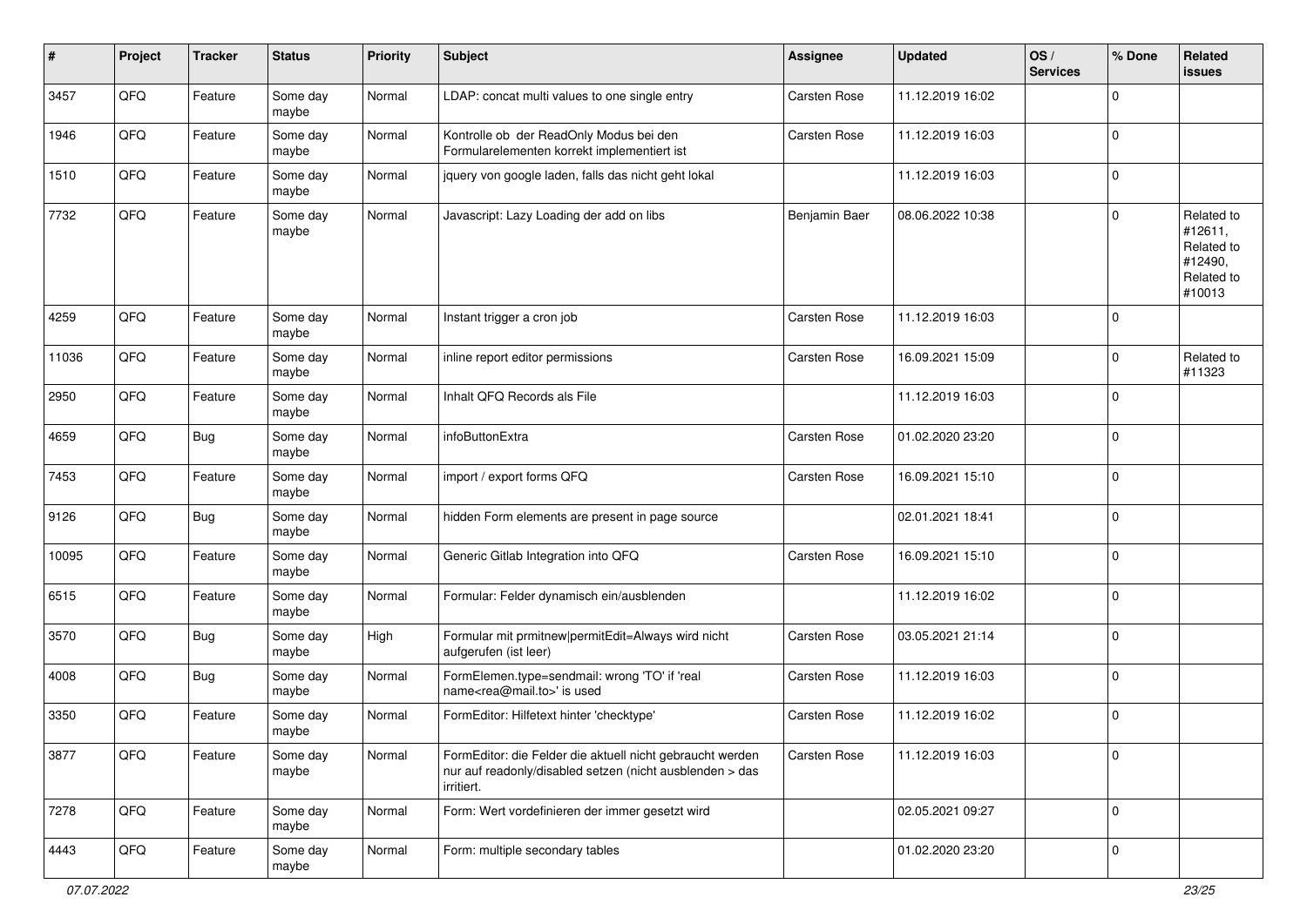| # | Project | Tracker | Status | Priority | Subject | Assignee | Updated | OS / Services | % Done | Related issues |
|---|---|---|---|---|---|---|---|---|---|---|
| 3457 | QFQ | Feature | Some day maybe | Normal | LDAP: concat multi values to one single entry | Carsten Rose | 11.12.2019 16:02 | | 0 | |
| 1946 | QFQ | Feature | Some day maybe | Normal | Kontrolle ob der ReadOnly Modus bei den Formularelementen korrekt implementiert ist | Carsten Rose | 11.12.2019 16:03 | | 0 | |
| 1510 | QFQ | Feature | Some day maybe | Normal | jquery von google laden, falls das nicht geht lokal | | 11.12.2019 16:03 | | 0 | |
| 7732 | QFQ | Feature | Some day maybe | Normal | Javascript: Lazy Loading der add on libs | Benjamin Baer | 08.06.2022 10:38 | | 0 | Related to #12611, Related to #12490, Related to #10013 |
| 4259 | QFQ | Feature | Some day maybe | Normal | Instant trigger a cron job | Carsten Rose | 11.12.2019 16:03 | | 0 | |
| 11036 | QFQ | Feature | Some day maybe | Normal | inline report editor permissions | Carsten Rose | 16.09.2021 15:09 | | 0 | Related to #11323 |
| 2950 | QFQ | Feature | Some day maybe | Normal | Inhalt QFQ Records als File | | 11.12.2019 16:03 | | 0 | |
| 4659 | QFQ | Bug | Some day maybe | Normal | infoButtonExtra | Carsten Rose | 01.02.2020 23:20 | | 0 | |
| 7453 | QFQ | Feature | Some day maybe | Normal | import / export forms QFQ | Carsten Rose | 16.09.2021 15:10 | | 0 | |
| 9126 | QFQ | Bug | Some day maybe | Normal | hidden Form elements are present in page source | | 02.01.2021 18:41 | | 0 | |
| 10095 | QFQ | Feature | Some day maybe | Normal | Generic Gitlab Integration into QFQ | Carsten Rose | 16.09.2021 15:10 | | 0 | |
| 6515 | QFQ | Feature | Some day maybe | Normal | Formular: Felder dynamisch ein/ausblenden | | 11.12.2019 16:02 | | 0 | |
| 3570 | QFQ | Bug | Some day maybe | High | Formular mit prmitnew\|permitEdit=Always wird nicht aufgerufen (ist leer) | Carsten Rose | 03.05.2021 21:14 | | 0 | |
| 4008 | QFQ | Bug | Some day maybe | Normal | FormElemen.type=sendmail: wrong 'TO' if 'real name<rea@mail.to>' is used | Carsten Rose | 11.12.2019 16:03 | | 0 | |
| 3350 | QFQ | Feature | Some day maybe | Normal | FormEditor: Hilfetext hinter 'checktype' | Carsten Rose | 11.12.2019 16:02 | | 0 | |
| 3877 | QFQ | Feature | Some day maybe | Normal | FormEditor: die Felder die aktuell nicht gebraucht werden nur auf readonly/disabled setzen (nicht ausblenden > das irritiert. | Carsten Rose | 11.12.2019 16:03 | | 0 | |
| 7278 | QFQ | Feature | Some day maybe | Normal | Form: Wert vordefinieren der immer gesetzt wird | | 02.05.2021 09:27 | | 0 | |
| 4443 | QFQ | Feature | Some day maybe | Normal | Form: multiple secondary tables | | 01.02.2020 23:20 | | 0 | |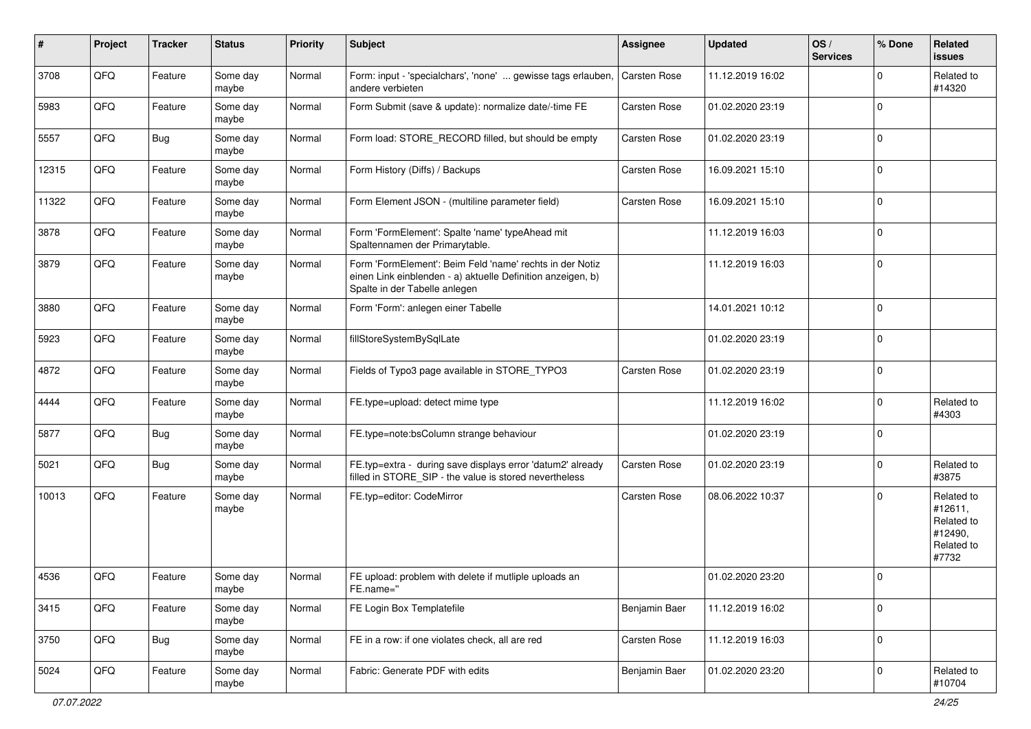| # | Project | Tracker | Status | Priority | Subject | Assignee | Updated | OS / Services | % Done | Related issues |
|---|---|---|---|---|---|---|---|---|---|---|
| 3708 | QFQ | Feature | Some day maybe | Normal | Form: input - 'specialchars', 'none' ... gewisse tags erlauben, andere verbieten | Carsten Rose | 11.12.2019 16:02 | | 0 | Related to #14320 |
| 5983 | QFQ | Feature | Some day maybe | Normal | Form Submit (save & update): normalize date/-time FE | Carsten Rose | 01.02.2020 23:19 | | 0 | |
| 5557 | QFQ | Bug | Some day maybe | Normal | Form load: STORE_RECORD filled, but should be empty | Carsten Rose | 01.02.2020 23:19 | | 0 | |
| 12315 | QFQ | Feature | Some day maybe | Normal | Form History (Diffs) / Backups | Carsten Rose | 16.09.2021 15:10 | | 0 | |
| 11322 | QFQ | Feature | Some day maybe | Normal | Form Element JSON - (multiline parameter field) | Carsten Rose | 16.09.2021 15:10 | | 0 | |
| 3878 | QFQ | Feature | Some day maybe | Normal | Form 'FormElement': Spalte 'name' typeAhead mit Spaltennamen der Primarytable. | | 11.12.2019 16:03 | | 0 | |
| 3879 | QFQ | Feature | Some day maybe | Normal | Form 'FormElement': Beim Feld 'name' rechts in der Notiz einen Link einblenden - a) aktuelle Definition anzeigen, b) Spalte in der Tabelle anlegen | | 11.12.2019 16:03 | | 0 | |
| 3880 | QFQ | Feature | Some day maybe | Normal | Form 'Form': anlegen einer Tabelle | | 14.01.2021 10:12 | | 0 | |
| 5923 | QFQ | Feature | Some day maybe | Normal | fillStoreSystemBySqlLate | | 01.02.2020 23:19 | | 0 | |
| 4872 | QFQ | Feature | Some day maybe | Normal | Fields of Typo3 page available in STORE_TYPO3 | Carsten Rose | 01.02.2020 23:19 | | 0 | |
| 4444 | QFQ | Feature | Some day maybe | Normal | FE.type=upload: detect mime type | | 11.12.2019 16:02 | | 0 | Related to #4303 |
| 5877 | QFQ | Bug | Some day maybe | Normal | FE.type=note:bsColumn strange behaviour | | 01.02.2020 23:19 | | 0 | |
| 5021 | QFQ | Bug | Some day maybe | Normal | FE.typ=extra - during save displays error 'datum2' already filled in STORE_SIP - the value is stored nevertheless | Carsten Rose | 01.02.2020 23:19 | | 0 | Related to #3875 |
| 10013 | QFQ | Feature | Some day maybe | Normal | FE.typ=editor: CodeMirror | Carsten Rose | 08.06.2022 10:37 | | 0 | Related to #12611, Related to #12490, Related to #7732 |
| 4536 | QFQ | Feature | Some day maybe | Normal | FE upload: problem with delete if mutliple uploads an FE.name=" | | 01.02.2020 23:20 | | 0 | |
| 3415 | QFQ | Feature | Some day maybe | Normal | FE Login Box Templatefile | Benjamin Baer | 11.12.2019 16:02 | | 0 | |
| 3750 | QFQ | Bug | Some day maybe | Normal | FE in a row: if one violates check, all are red | Carsten Rose | 11.12.2019 16:03 | | 0 | |
| 5024 | QFQ | Feature | Some day maybe | Normal | Fabric: Generate PDF with edits | Benjamin Baer | 01.02.2020 23:20 | | 0 | Related to #10704 |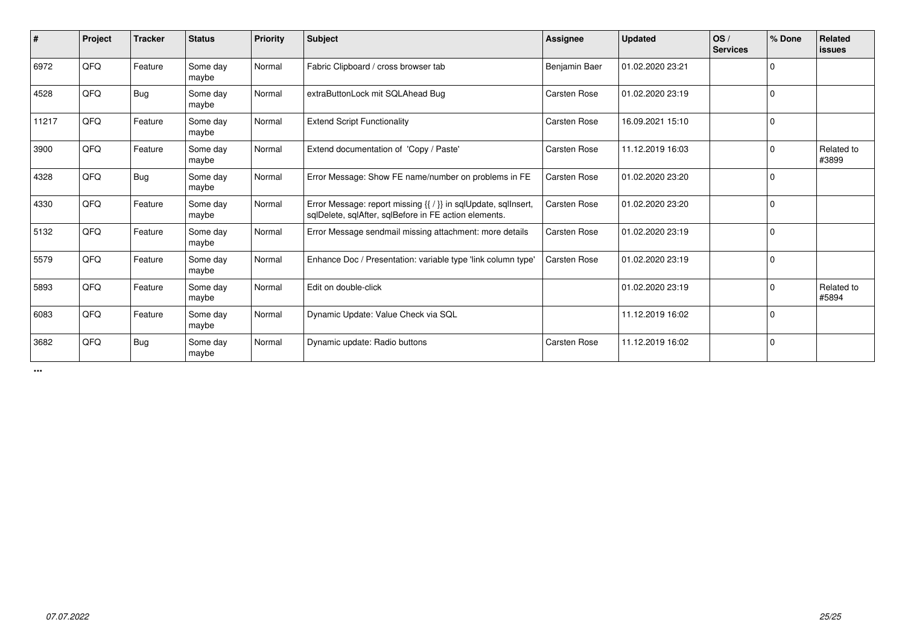| # | Project | Tracker | Status | Priority | Subject | Assignee | Updated | OS / Services | % Done | Related issues |
|---|---|---|---|---|---|---|---|---|---|---|
| 6972 | QFQ | Feature | Some day maybe | Normal | Fabric Clipboard / cross browser tab | Benjamin Baer | 01.02.2020 23:21 | | 0 | |
| 4528 | QFQ | Bug | Some day maybe | Normal | extraButtonLock mit SQLAhead Bug | Carsten Rose | 01.02.2020 23:19 | | 0 | |
| 11217 | QFQ | Feature | Some day maybe | Normal | Extend Script Functionality | Carsten Rose | 16.09.2021 15:10 | | 0 | |
| 3900 | QFQ | Feature | Some day maybe | Normal | Extend documentation of 'Copy / Paste' | Carsten Rose | 11.12.2019 16:03 | | 0 | Related to #3899 |
| 4328 | QFQ | Bug | Some day maybe | Normal | Error Message: Show FE name/number on problems in FE | Carsten Rose | 01.02.2020 23:20 | | 0 | |
| 4330 | QFQ | Feature | Some day maybe | Normal | Error Message: report missing {{ / }} in sqlUpdate, sqlInsert, sqlDelete, sqlAfter, sqlBefore in FE action elements. | Carsten Rose | 01.02.2020 23:20 | | 0 | |
| 5132 | QFQ | Feature | Some day maybe | Normal | Error Message sendmail missing attachment: more details | Carsten Rose | 01.02.2020 23:19 | | 0 | |
| 5579 | QFQ | Feature | Some day maybe | Normal | Enhance Doc / Presentation: variable type 'link column type' | Carsten Rose | 01.02.2020 23:19 | | 0 | |
| 5893 | QFQ | Feature | Some day maybe | Normal | Edit on double-click | | 01.02.2020 23:19 | | 0 | Related to #5894 |
| 6083 | QFQ | Feature | Some day maybe | Normal | Dynamic Update: Value Check via SQL | | 11.12.2019 16:02 | | 0 | |
| 3682 | QFQ | Bug | Some day maybe | Normal | Dynamic update: Radio buttons | Carsten Rose | 11.12.2019 16:02 | | 0 | |

...